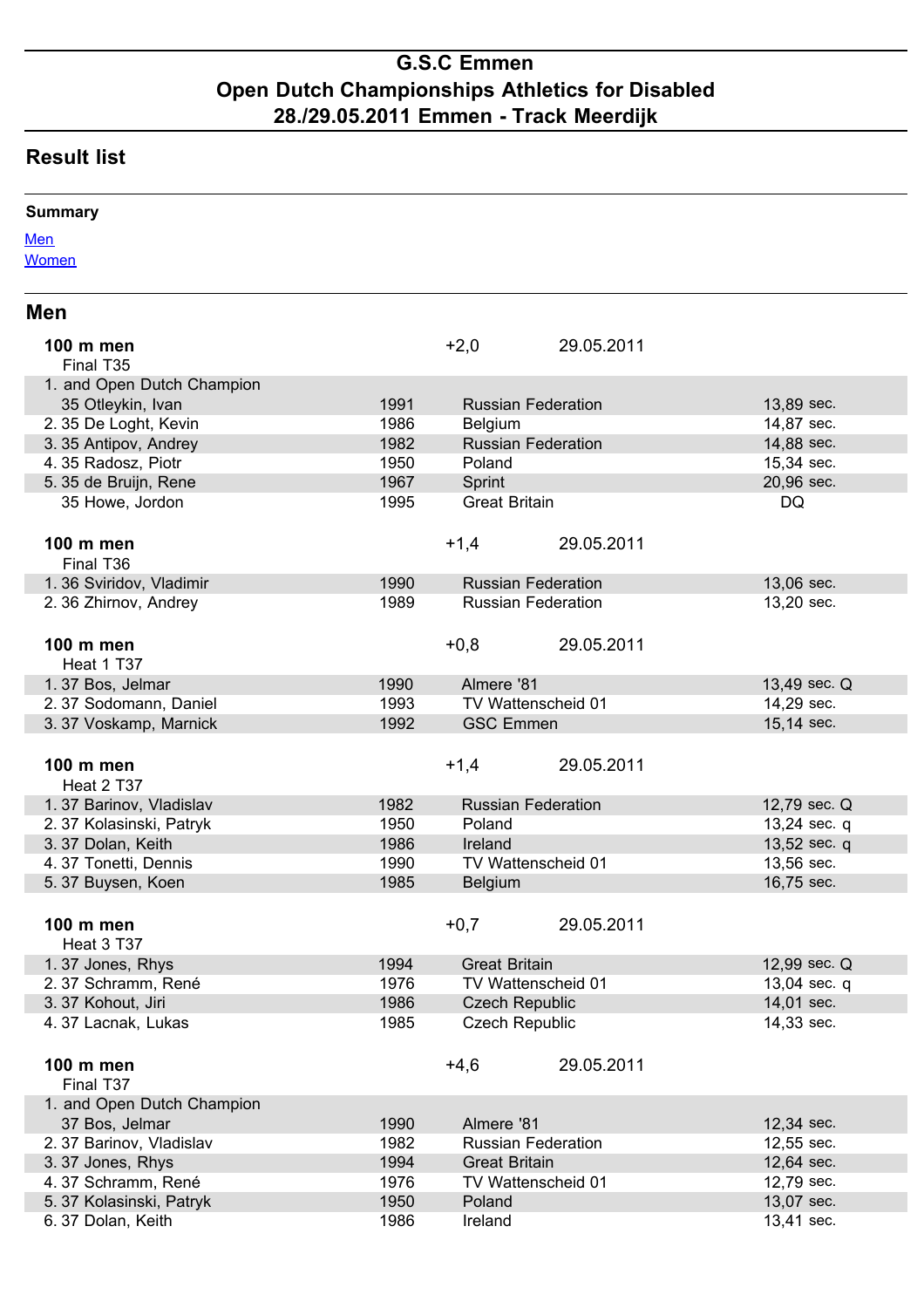# G.S.C Emmen
# Open Dutch Championships Athletics for Disabled
# 28./29.05.2011 Emmen - Track Meerdijk

## Result list

**Summary**

Men
Women

## Men

### 100 m men — Final T35 — +2,0 — 29.05.2011

| Place | Class Name | Year | Team | Result |
|---|---|---|---|---|
| 1. and Open Dutch Champion | 35 Otleykin, Ivan | 1991 | Russian Federation | 13,89 sec. |
| 2. | 35 De Loght, Kevin | 1986 | Belgium | 14,87 sec. |
| 3. | 35 Antipov, Andrey | 1982 | Russian Federation | 14,88 sec. |
| 4. | 35 Radosz, Piotr | 1950 | Poland | 15,34 sec. |
| 5. | 35 de Bruijn, Rene | 1967 | Sprint | 20,96 sec. |
| | 35 Howe, Jordon | 1995 | Great Britain | DQ |

### 100 m men — Final T36 — +1,4 — 29.05.2011

| Place | Class Name | Year | Team | Result |
|---|---|---|---|---|
| 1. | 36 Sviridov, Vladimir | 1990 | Russian Federation | 13,06 sec. |
| 2. | 36 Zhirnov, Andrey | 1989 | Russian Federation | 13,20 sec. |

### 100 m men — Heat 1 T37 — +0,8 — 29.05.2011

| Place | Class Name | Year | Team | Result |
|---|---|---|---|---|
| 1. | 37 Bos, Jelmar | 1990 | Almere '81 | 13,49 sec. Q |
| 2. | 37 Sodomann, Daniel | 1993 | TV Wattenscheid 01 | 14,29 sec. |
| 3. | 37 Voskamp, Marnick | 1992 | GSC Emmen | 15,14 sec. |

### 100 m men — Heat 2 T37 — +1,4 — 29.05.2011

| Place | Class Name | Year | Team | Result |
|---|---|---|---|---|
| 1. | 37 Barinov, Vladislav | 1982 | Russian Federation | 12,79 sec. Q |
| 2. | 37 Kolasinski, Patryk | 1950 | Poland | 13,24 sec. q |
| 3. | 37 Dolan, Keith | 1986 | Ireland | 13,52 sec. q |
| 4. | 37 Tonetti, Dennis | 1990 | TV Wattenscheid 01 | 13,56 sec. |
| 5. | 37 Buysen, Koen | 1985 | Belgium | 16,75 sec. |

### 100 m men — Heat 3 T37 — +0,7 — 29.05.2011

| Place | Class Name | Year | Team | Result |
|---|---|---|---|---|
| 1. | 37 Jones, Rhys | 1994 | Great Britain | 12,99 sec. Q |
| 2. | 37 Schramm, René | 1976 | TV Wattenscheid 01 | 13,04 sec. q |
| 3. | 37 Kohout, Jiri | 1986 | Czech Republic | 14,01 sec. |
| 4. | 37 Lacnak, Lukas | 1985 | Czech Republic | 14,33 sec. |

### 100 m men — Final T37 — +4,6 — 29.05.2011

| Place | Class Name | Year | Team | Result |
|---|---|---|---|---|
| 1. and Open Dutch Champion | 37 Bos, Jelmar | 1990 | Almere '81 | 12,34 sec. |
| 2. | 37 Barinov, Vladislav | 1982 | Russian Federation | 12,55 sec. |
| 3. | 37 Jones, Rhys | 1994 | Great Britain | 12,64 sec. |
| 4. | 37 Schramm, René | 1976 | TV Wattenscheid 01 | 12,79 sec. |
| 5. | 37 Kolasinski, Patryk | 1950 | Poland | 13,07 sec. |
| 6. | 37 Dolan, Keith | 1986 | Ireland | 13,41 sec. |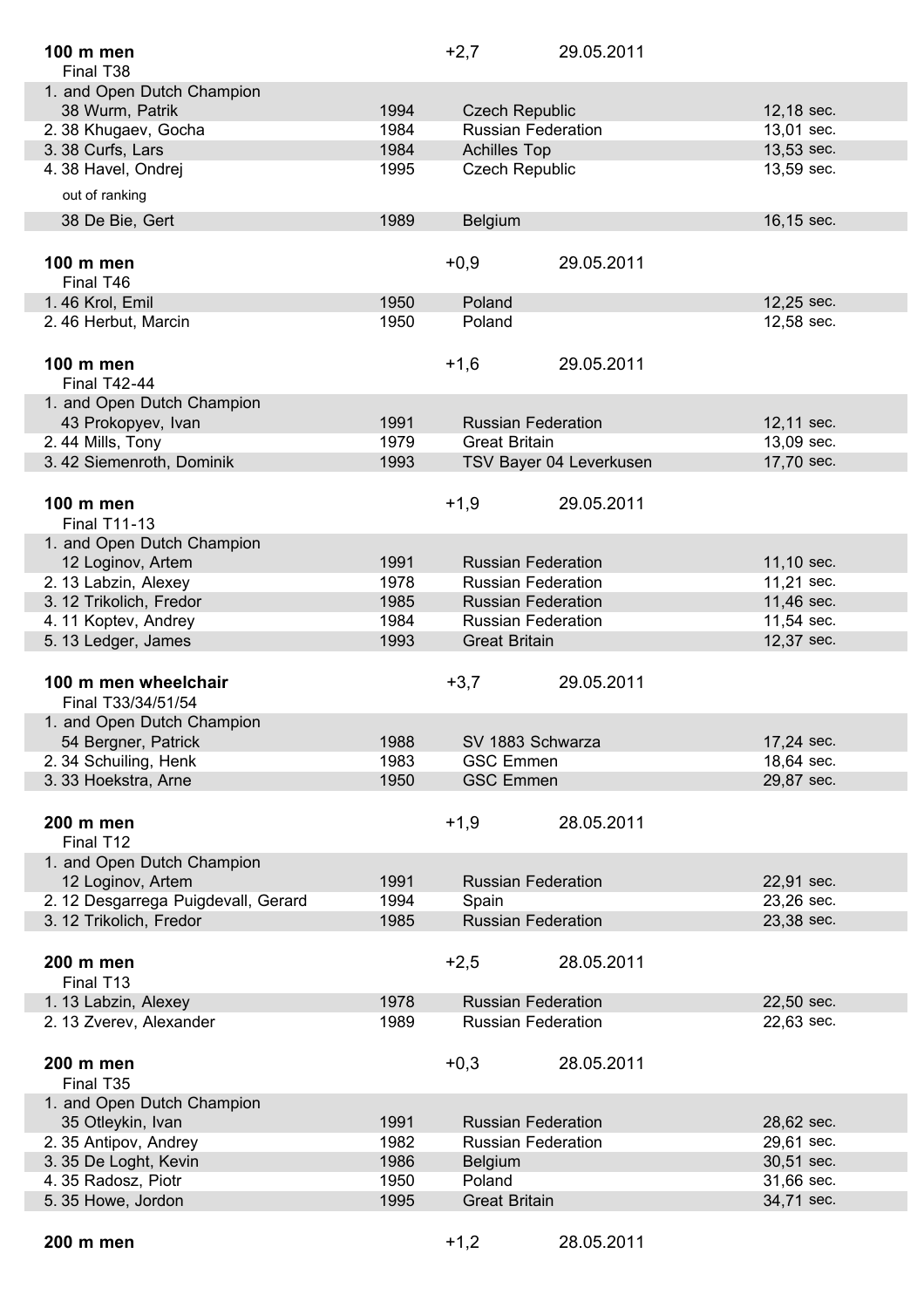**100 m men** +2,7 29.05.2011

Final T38

| Place | Athlete | Year | Team | Result |
|---|---|---|---|---|
| 1. and Open Dutch Champion | 38 Wurm, Patrik | 1994 | Czech Republic | 12,18 sec. |
| 2. | 38 Khugaev, Gocha | 1984 | Russian Federation | 13,01 sec. |
| 3. | 38 Curfs, Lars | 1984 | Achilles Top | 13,53 sec. |
| 4. | 38 Havel, Ondrej | 1995 | Czech Republic | 13,59 sec. |
| out of ranking | 38 De Bie, Gert | 1989 | Belgium | 16,15 sec. |

**100 m men** +0,9 29.05.2011

Final T46

| Place | Athlete | Year | Team | Result |
|---|---|---|---|---|
| 1. | 46 Krol, Emil | 1950 | Poland | 12,25 sec. |
| 2. | 46 Herbut, Marcin | 1950 | Poland | 12,58 sec. |

**100 m men** +1,6 29.05.2011

Final T42-44

| Place | Athlete | Year | Team | Result |
|---|---|---|---|---|
| 1. and Open Dutch Champion | 43 Prokopyev, Ivan | 1991 | Russian Federation | 12,11 sec. |
| 2. | 44 Mills, Tony | 1979 | Great Britain | 13,09 sec. |
| 3. | 42 Siemenroth, Dominik | 1993 | TSV Bayer 04 Leverkusen | 17,70 sec. |

**100 m men** +1,9 29.05.2011

Final T11-13

| Place | Athlete | Year | Team | Result |
|---|---|---|---|---|
| 1. and Open Dutch Champion | 12 Loginov, Artem | 1991 | Russian Federation | 11,10 sec. |
| 2. | 13 Labzin, Alexey | 1978 | Russian Federation | 11,21 sec. |
| 3. | 12 Trikolich, Fredor | 1985 | Russian Federation | 11,46 sec. |
| 4. | 11 Koptev, Andrey | 1984 | Russian Federation | 11,54 sec. |
| 5. | 13 Ledger, James | 1993 | Great Britain | 12,37 sec. |

**100 m men wheelchair** +3,7 29.05.2011

Final T33/34/51/54

| Place | Athlete | Year | Team | Result |
|---|---|---|---|---|
| 1. and Open Dutch Champion | 54 Bergner, Patrick | 1988 | SV 1883 Schwarza | 17,24 sec. |
| 2. | 34 Schuiling, Henk | 1983 | GSC Emmen | 18,64 sec. |
| 3. | 33 Hoekstra, Arne | 1950 | GSC Emmen | 29,87 sec. |

**200 m men** +1,9 28.05.2011

Final T12

| Place | Athlete | Year | Team | Result |
|---|---|---|---|---|
| 1. and Open Dutch Champion | 12 Loginov, Artem | 1991 | Russian Federation | 22,91 sec. |
| 2. | 12 Desgarrega Puigdevall, Gerard | 1994 | Spain | 23,26 sec. |
| 3. | 12 Trikolich, Fredor | 1985 | Russian Federation | 23,38 sec. |

**200 m men** +2,5 28.05.2011

Final T13

| Place | Athlete | Year | Team | Result |
|---|---|---|---|---|
| 1. | 13 Labzin, Alexey | 1978 | Russian Federation | 22,50 sec. |
| 2. | 13 Zverev, Alexander | 1989 | Russian Federation | 22,63 sec. |

**200 m men** +0,3 28.05.2011

Final T35

| Place | Athlete | Year | Team | Result |
|---|---|---|---|---|
| 1. and Open Dutch Champion | 35 Otleykin, Ivan | 1991 | Russian Federation | 28,62 sec. |
| 2. | 35 Antipov, Andrey | 1982 | Russian Federation | 29,61 sec. |
| 3. | 35 De Loght, Kevin | 1986 | Belgium | 30,51 sec. |
| 4. | 35 Radosz, Piotr | 1950 | Poland | 31,66 sec. |
| 5. | 35 Howe, Jordon | 1995 | Great Britain | 34,71 sec. |

**200 m men** +1,2 28.05.2011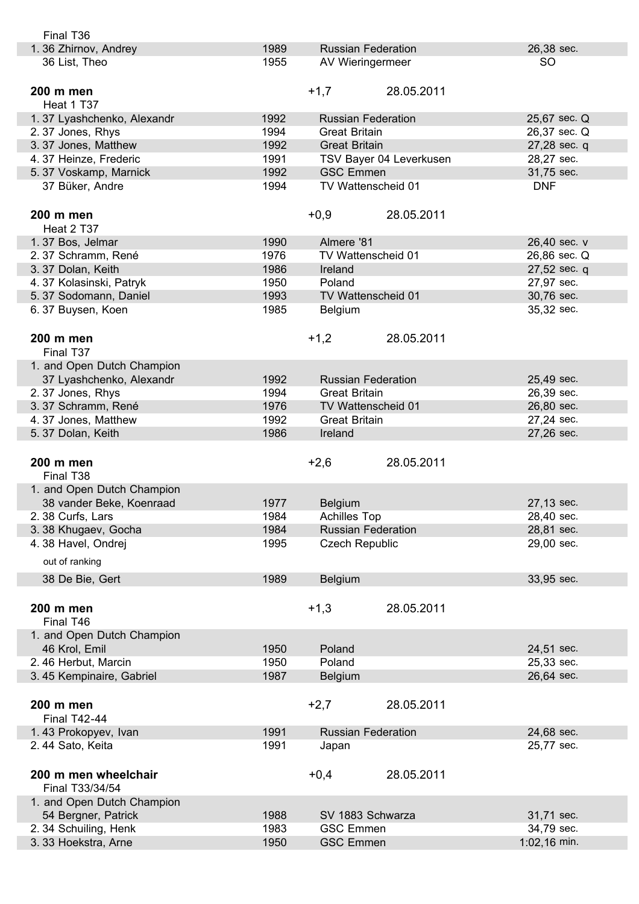Final T36

| | | | |
|---|---|---|---|
| 1. 36 Zhirnov, Andrey | 1989 | Russian Federation | 26,38 sec. |
| 36 List, Theo | 1955 | AV Wieringermeer | SO |

**200 m men** +1,7 28.05.2011

Heat 1 T37

| | | | |
|---|---|---|---|
| 1. 37 Lyashchenko, Alexandr | 1992 | Russian Federation | 25,67 sec. Q |
| 2. 37 Jones, Rhys | 1994 | Great Britain | 26,37 sec. Q |
| 3. 37 Jones, Matthew | 1992 | Great Britain | 27,28 sec. q |
| 4. 37 Heinze, Frederic | 1991 | TSV Bayer 04 Leverkusen | 28,27 sec. |
| 5. 37 Voskamp, Marnick | 1992 | GSC Emmen | 31,75 sec. |
| 37 Büker, Andre | 1994 | TV Wattenscheid 01 | DNF |

**200 m men** +0,9 28.05.2011

Heat 2 T37

| | | | |
|---|---|---|---|
| 1. 37 Bos, Jelmar | 1990 | Almere '81 | 26,40 sec. v |
| 2. 37 Schramm, René | 1976 | TV Wattenscheid 01 | 26,86 sec. Q |
| 3. 37 Dolan, Keith | 1986 | Ireland | 27,52 sec. q |
| 4. 37 Kolasinski, Patryk | 1950 | Poland | 27,97 sec. |
| 5. 37 Sodomann, Daniel | 1993 | TV Wattenscheid 01 | 30,76 sec. |
| 6. 37 Buysen, Koen | 1985 | Belgium | 35,32 sec. |

**200 m men** +1,2 28.05.2011

Final T37

| | | | |
|---|---|---|---|
| 1. and Open Dutch Champion | | | |
| 37 Lyashchenko, Alexandr | 1992 | Russian Federation | 25,49 sec. |
| 2. 37 Jones, Rhys | 1994 | Great Britain | 26,39 sec. |
| 3. 37 Schramm, René | 1976 | TV Wattenscheid 01 | 26,80 sec. |
| 4. 37 Jones, Matthew | 1992 | Great Britain | 27,24 sec. |
| 5. 37 Dolan, Keith | 1986 | Ireland | 27,26 sec. |

**200 m men** +2,6 28.05.2011

Final T38

| | | | |
|---|---|---|---|
| 1. and Open Dutch Champion | | | |
| 38 vander Beke, Koenraad | 1977 | Belgium | 27,13 sec. |
| 2. 38 Curfs, Lars | 1984 | Achilles Top | 28,40 sec. |
| 3. 38 Khugaev, Gocha | 1984 | Russian Federation | 28,81 sec. |
| 4. 38 Havel, Ondrej | 1995 | Czech Republic | 29,00 sec. |
| out of ranking | | | |
| 38 De Bie, Gert | 1989 | Belgium | 33,95 sec. |

**200 m men** +1,3 28.05.2011

Final T46

| | | | |
|---|---|---|---|
| 1. and Open Dutch Champion | | | |
| 46 Krol, Emil | 1950 | Poland | 24,51 sec. |
| 2. 46 Herbut, Marcin | 1950 | Poland | 25,33 sec. |
| 3. 45 Kempinaire, Gabriel | 1987 | Belgium | 26,64 sec. |

**200 m men** +2,7 28.05.2011

Final T42-44

| | | | |
|---|---|---|---|
| 1. 43 Prokopyev, Ivan | 1991 | Russian Federation | 24,68 sec. |
| 2. 44 Sato, Keita | 1991 | Japan | 25,77 sec. |

**200 m men wheelchair** +0,4 28.05.2011

Final T33/34/54

| | | | |
|---|---|---|---|
| 1. and Open Dutch Champion | | | |
| 54 Bergner, Patrick | 1988 | SV 1883 Schwarza | 31,71 sec. |
| 2. 34 Schuiling, Henk | 1983 | GSC Emmen | 34,79 sec. |
| 3. 33 Hoekstra, Arne | 1950 | GSC Emmen | 1:02,16 min. |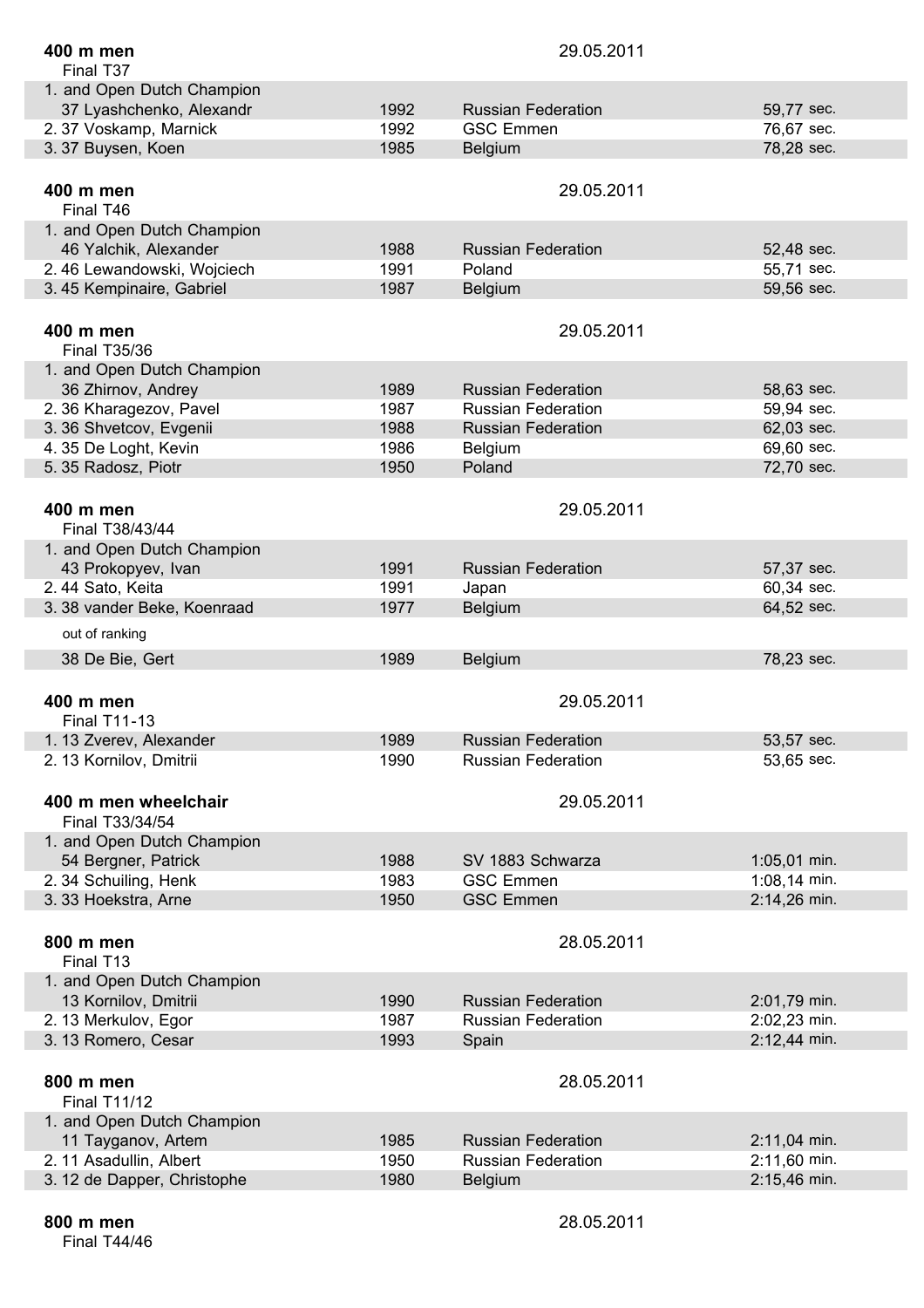**400 m men** 29.05.2011

Final T37

| Place | Name | Year | Club/Country | Result |
|---|---|---|---|---|
| 1. and Open Dutch Champion | 37 Lyashchenko, Alexandr | 1992 | Russian Federation | 59,77 sec. |
| 2. | 37 Voskamp, Marnick | 1992 | GSC Emmen | 76,67 sec. |
| 3. | 37 Buysen, Koen | 1985 | Belgium | 78,28 sec. |

**400 m men** 29.05.2011

Final T46

| Place | Name | Year | Club/Country | Result |
|---|---|---|---|---|
| 1. and Open Dutch Champion | 46 Yalchik, Alexander | 1988 | Russian Federation | 52,48 sec. |
| 2. | 46 Lewandowski, Wojciech | 1991 | Poland | 55,71 sec. |
| 3. | 45 Kempinaire, Gabriel | 1987 | Belgium | 59,56 sec. |

**400 m men** 29.05.2011

Final T35/36

| Place | Name | Year | Club/Country | Result |
|---|---|---|---|---|
| 1. and Open Dutch Champion | 36 Zhirnov, Andrey | 1989 | Russian Federation | 58,63 sec. |
| 2. | 36 Kharagezov, Pavel | 1987 | Russian Federation | 59,94 sec. |
| 3. | 36 Shvetcov, Evgenii | 1988 | Russian Federation | 62,03 sec. |
| 4. | 35 De Loght, Kevin | 1986 | Belgium | 69,60 sec. |
| 5. | 35 Radosz, Piotr | 1950 | Poland | 72,70 sec. |

**400 m men** 29.05.2011

Final T38/43/44

| Place | Name | Year | Club/Country | Result |
|---|---|---|---|---|
| 1. and Open Dutch Champion | 43 Prokopyev, Ivan | 1991 | Russian Federation | 57,37 sec. |
| 2. | 44 Sato, Keita | 1991 | Japan | 60,34 sec. |
| 3. | 38 vander Beke, Koenraad | 1977 | Belgium | 64,52 sec. |
| out of ranking | | | | |
| | 38 De Bie, Gert | 1989 | Belgium | 78,23 sec. |

**400 m men** 29.05.2011

Final T11-13

| Place | Name | Year | Club/Country | Result |
|---|---|---|---|---|
| 1. | 13 Zverev, Alexander | 1989 | Russian Federation | 53,57 sec. |
| 2. | 13 Kornilov, Dmitrii | 1990 | Russian Federation | 53,65 sec. |

**400 m men wheelchair** 29.05.2011

Final T33/34/54

| Place | Name | Year | Club/Country | Result |
|---|---|---|---|---|
| 1. and Open Dutch Champion | 54 Bergner, Patrick | 1988 | SV 1883 Schwarza | 1:05,01 min. |
| 2. | 34 Schuiling, Henk | 1983 | GSC Emmen | 1:08,14 min. |
| 3. | 33 Hoekstra, Arne | 1950 | GSC Emmen | 2:14,26 min. |

**800 m men** 28.05.2011

Final T13

| Place | Name | Year | Club/Country | Result |
|---|---|---|---|---|
| 1. and Open Dutch Champion | 13 Kornilov, Dmitrii | 1990 | Russian Federation | 2:01,79 min. |
| 2. | 13 Merkulov, Egor | 1987 | Russian Federation | 2:02,23 min. |
| 3. | 13 Romero, Cesar | 1993 | Spain | 2:12,44 min. |

**800 m men** 28.05.2011

Final T11/12

| Place | Name | Year | Club/Country | Result |
|---|---|---|---|---|
| 1. and Open Dutch Champion | 11 Tayganov, Artem | 1985 | Russian Federation | 2:11,04 min. |
| 2. | 11 Asadullin, Albert | 1950 | Russian Federation | 2:11,60 min. |
| 3. | 12 de Dapper, Christophe | 1980 | Belgium | 2:15,46 min. |

**800 m men** 28.05.2011

Final T44/46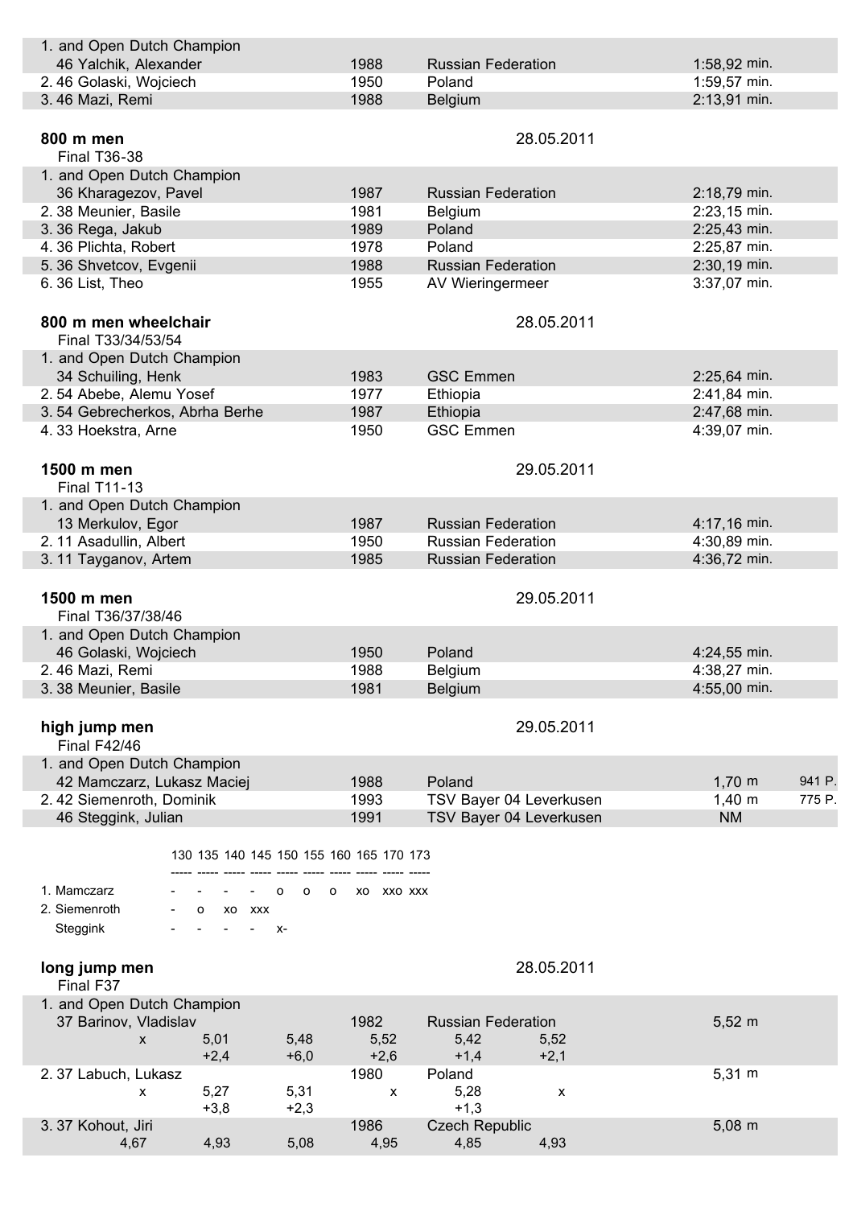| | | | |
|---|---|---|---|
| 1. and Open Dutch Champion | | | |
| 46 Yalchik, Alexander | 1988 | Russian Federation | 1:58,92 min. |
| 2. 46 Golaski, Wojciech | 1950 | Poland | 1:59,57 min. |
| 3. 46 Mazi, Remi | 1988 | Belgium | 2:13,91 min. |

### 800 m men

28.05.2011

Final T36-38

| | | | |
|---|---|---|---|
| 1. and Open Dutch Champion | | | |
| 36 Kharagezov, Pavel | 1987 | Russian Federation | 2:18,79 min. |
| 2. 38 Meunier, Basile | 1981 | Belgium | 2:23,15 min. |
| 3. 36 Rega, Jakub | 1989 | Poland | 2:25,43 min. |
| 4. 36 Plichta, Robert | 1978 | Poland | 2:25,87 min. |
| 5. 36 Shvetcov, Evgenii | 1988 | Russian Federation | 2:30,19 min. |
| 6. 36 List, Theo | 1955 | AV Wieringermeer | 3:37,07 min. |

### 800 m men wheelchair

28.05.2011

Final T33/34/53/54

| | | | |
|---|---|---|---|
| 1. and Open Dutch Champion | | | |
| 34 Schuiling, Henk | 1983 | GSC Emmen | 2:25,64 min. |
| 2. 54 Abebe, Alemu Yosef | 1977 | Ethiopia | 2:41,84 min. |
| 3. 54 Gebrecherkos, Abrha Berhe | 1987 | Ethiopia | 2:47,68 min. |
| 4. 33 Hoekstra, Arne | 1950 | GSC Emmen | 4:39,07 min. |

### 1500 m men

29.05.2011

Final T11-13

| | | | |
|---|---|---|---|
| 1. and Open Dutch Champion | | | |
| 13 Merkulov, Egor | 1987 | Russian Federation | 4:17,16 min. |
| 2. 11 Asadullin, Albert | 1950 | Russian Federation | 4:30,89 min. |
| 3. 11 Tayganov, Artem | 1985 | Russian Federation | 4:36,72 min. |

### 1500 m men

29.05.2011

Final T36/37/38/46

| | | | |
|---|---|---|---|
| 1. and Open Dutch Champion | | | |
| 46 Golaski, Wojciech | 1950 | Poland | 4:24,55 min. |
| 2. 46 Mazi, Remi | 1988 | Belgium | 4:38,27 min. |
| 3. 38 Meunier, Basile | 1981 | Belgium | 4:55,00 min. |

### high jump men

29.05.2011

Final F42/46

| | | | | |
|---|---|---|---|---|
| 1. and Open Dutch Champion | | | | |
| 42 Mamczarz, Lukasz Maciej | 1988 | Poland | 1,70 m | 941 P. |
| 2. 42 Siemenroth, Dominik | 1993 | TSV Bayer 04 Leverkusen | 1,40 m | 775 P. |
| 46 Steggink, Julian | 1991 | TSV Bayer 04 Leverkusen | NM | |

| | 130 | 135 | 140 | 145 | 150 | 155 | 160 | 165 | 170 | 173 |
|---|---|---|---|---|---|---|---|---|---|---|
| 1. Mamczarz | - | - | - | - | o | o | o | xo | xxo | xxx |
| 2. Siemenroth | - | o | xo | xxx | | | | | | |
| Steggink | - | - | - | - | x- | | | | | |

### long jump men

28.05.2011

Final F37

| | | | | | | |
|---|---|---|---|---|---|---|
| 1. and Open Dutch Champion | | | | | | |
| 37 Barinov, Vladislav | | | 1982 | Russian Federation | | 5,52 m |
| x | 5,01 | 5,48 | 5,52 | 5,42 | 5,52 | |
| | +2,4 | +6,0 | +2,6 | +1,4 | +2,1 | |
| 2. 37 Labuch, Lukasz | | | 1980 | Poland | | 5,31 m |
| x | 5,27 | 5,31 | x | 5,28 | x | |
| | +3,8 | +2,3 | | +1,3 | | |
| 3. 37 Kohout, Jiri | | | 1986 | Czech Republic | | 5,08 m |
| 4,67 | 4,93 | 5,08 | 4,95 | 4,85 | 4,93 | |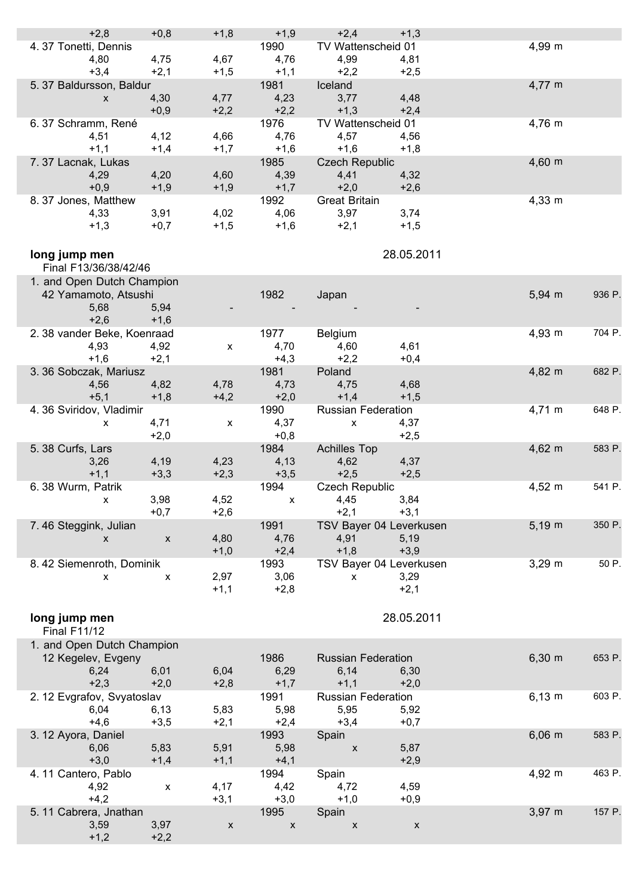| | | | | | | | |
|---|---|---|---|---|---|---|---|
| +2,8 | +0,8 | +1,8 | +1,9 | +2,4 | +1,3 | | |
| 4. 37 Tonetti, Dennis | | | 1990 | TV Wattenscheid 01 | | 4,99 m | |
| 4,80 | 4,75 | 4,67 | 4,76 | 4,99 | 4,81 | | |
| +3,4 | +2,1 | +1,5 | +1,1 | +2,2 | +2,5 | | |
| 5. 37 Baldursson, Baldur | | | 1981 | Iceland | | 4,77 m | |
| x | 4,30 | 4,77 | 4,23 | 3,77 | 4,48 | | |
| | +0,9 | +2,2 | +2,2 | +1,3 | +2,4 | | |
| 6. 37 Schramm, René | | | 1976 | TV Wattenscheid 01 | | 4,76 m | |
| 4,51 | 4,12 | 4,66 | 4,76 | 4,57 | 4,56 | | |
| +1,1 | +1,4 | +1,7 | +1,6 | +1,6 | +1,8 | | |
| 7. 37 Lacnak, Lukas | | | 1985 | Czech Republic | | 4,60 m | |
| 4,29 | 4,20 | 4,60 | 4,39 | 4,41 | 4,32 | | |
| +0,9 | +1,9 | +1,9 | +1,7 | +2,0 | +2,6 | | |
| 8. 37 Jones, Matthew | | | 1992 | Great Britain | | 4,33 m | |
| 4,33 | 3,91 | 4,02 | 4,06 | 3,97 | 3,74 | | |
| +1,3 | +0,7 | +1,5 | +1,6 | +2,1 | +1,5 | | |

**long jump men** 28.05.2011

Final F13/36/38/42/46

| | | | | | | | |
|---|---|---|---|---|---|---|---|
| 1. and Open Dutch Champion 42 Yamamoto, Atsushi | | | 1982 | Japan | | 5,94 m | 936 P. |
| 5,68 | 5,94 | - | - | - | - | | |
| +2,6 | +1,6 | | | | | | |
| 2. 38 vander Beke, Koenraad | | | 1977 | Belgium | | 4,93 m | 704 P. |
| 4,93 | 4,92 | x | 4,70 | 4,60 | 4,61 | | |
| +1,6 | +2,1 | | +4,3 | +2,2 | +0,4 | | |
| 3. 36 Sobczak, Mariusz | | | 1981 | Poland | | 4,82 m | 682 P. |
| 4,56 | 4,82 | 4,78 | 4,73 | 4,75 | 4,68 | | |
| +5,1 | +1,8 | +4,2 | +2,0 | +1,4 | +1,5 | | |
| 4. 36 Sviridov, Vladimir | | | 1990 | Russian Federation | | 4,71 m | 648 P. |
| x | 4,71 | x | 4,37 | x | 4,37 | | |
| | +2,0 | | +0,8 | | +2,5 | | |
| 5. 38 Curfs, Lars | | | 1984 | Achilles Top | | 4,62 m | 583 P. |
| 3,26 | 4,19 | 4,23 | 4,13 | 4,62 | 4,37 | | |
| +1,1 | +3,3 | +2,3 | +3,5 | +2,5 | +2,5 | | |
| 6. 38 Wurm, Patrik | | | 1994 | Czech Republic | | 4,52 m | 541 P. |
| x | 3,98 | 4,52 | x | 4,45 | 3,84 | | |
| | +0,7 | +2,6 | | +2,1 | +3,1 | | |
| 7. 46 Steggink, Julian | | | 1991 | TSV Bayer 04 Leverkusen | | 5,19 m | 350 P. |
| x | x | 4,80 | 4,76 | 4,91 | 5,19 | | |
| | | +1,0 | +2,4 | +1,8 | +3,9 | | |
| 8. 42 Siemenroth, Dominik | | | 1993 | TSV Bayer 04 Leverkusen | | 3,29 m | 50 P. |
| x | x | 2,97 | 3,06 | x | 3,29 | | |
| | | +1,1 | +2,8 | | +2,1 | | |

**long jump men** 28.05.2011

Final F11/12

| | | | | | | | |
|---|---|---|---|---|---|---|---|
| 1. and Open Dutch Champion 12 Kegelev, Evgeny | | | 1986 | Russian Federation | | 6,30 m | 653 P. |
| 6,24 | 6,01 | 6,04 | 6,29 | 6,14 | 6,30 | | |
| +2,3 | +2,0 | +2,8 | +1,7 | +1,1 | +2,0 | | |
| 2. 12 Evgrafov, Svyatoslav | | | 1991 | Russian Federation | | 6,13 m | 603 P. |
| 6,04 | 6,13 | 5,83 | 5,98 | 5,95 | 5,92 | | |
| +4,6 | +3,5 | +2,1 | +2,4 | +3,4 | +0,7 | | |
| 3. 12 Ayora, Daniel | | | 1993 | Spain | | 6,06 m | 583 P. |
| 6,06 | 5,83 | 5,91 | 5,98 | x | 5,87 | | |
| +3,0 | +1,4 | +1,1 | +4,1 | | +2,9 | | |
| 4. 11 Cantero, Pablo | | | 1994 | Spain | | 4,92 m | 463 P. |
| 4,92 | x | 4,17 | 4,42 | 4,72 | 4,59 | | |
| +4,2 | | +3,1 | +3,0 | +1,0 | +0,9 | | |
| 5. 11 Cabrera, Jnathan | | | 1995 | Spain | | 3,97 m | 157 P. |
| 3,59 | 3,97 | x | x | x | x | | |
| +1,2 | +2,2 | | | | | | |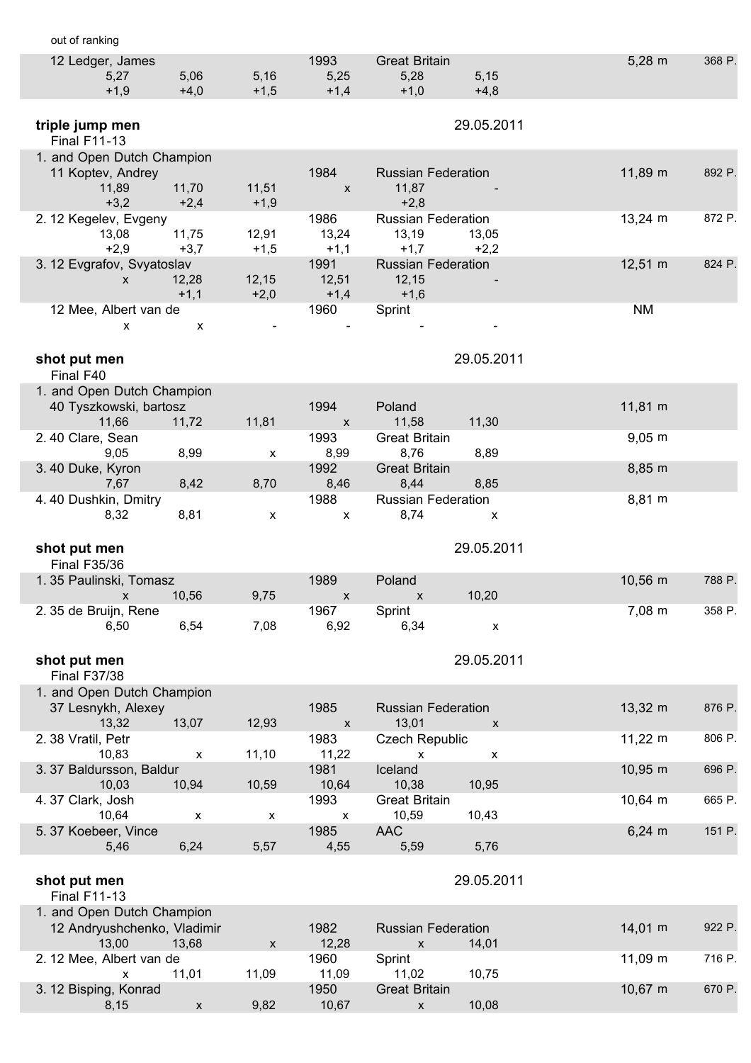out of ranking

| | | | | | | | |
|---|---|---|---|---|---|---|---|
| 12 Ledger, James | | | 1993 | Great Britain | | 5,28 m | 368 P. |
| 5,27 | 5,06 | 5,16 | 5,25 | 5,28 | 5,15 | | |
| +1,9 | +4,0 | +1,5 | +1,4 | +1,0 | +4,8 | | |

**triple jump men** — 29.05.2011

Final F11-13

| | | | | | | | |
|---|---|---|---|---|---|---|---|
| 1. and Open Dutch Champion | | | | | | | |
| 11 Koptev, Andrey | | | 1984 | Russian Federation | | 11,89 m | 892 P. |
| 11,89 | 11,70 | 11,51 | x | 11,87 | - | | |
| +3,2 | +2,4 | +1,9 | | +2,8 | | | |
| 2. 12 Kegelev, Evgeny | | | 1986 | Russian Federation | | 13,24 m | 872 P. |
| 13,08 | 11,75 | 12,91 | 13,24 | 13,19 | 13,05 | | |
| +2,9 | +3,7 | +1,5 | +1,1 | +1,7 | +2,2 | | |
| 3. 12 Evgrafov, Svyatoslav | | | 1991 | Russian Federation | | 12,51 m | 824 P. |
| x | 12,28 | 12,15 | 12,51 | 12,15 | - | | |
| | +1,1 | +2,0 | +1,4 | +1,6 | | | |
| 12 Mee, Albert van de | | | 1960 | Sprint | | NM | |
| x | x | - | - | - | - | | |

**shot put men** — 29.05.2011

Final F40

| | | | | | | | |
|---|---|---|---|---|---|---|---|
| 1. and Open Dutch Champion | | | | | | | |
| 40 Tyszkowski, bartosz | | | 1994 | Poland | | 11,81 m | |
| 11,66 | 11,72 | 11,81 | x | 11,58 | 11,30 | | |
| 2. 40 Clare, Sean | | | 1993 | Great Britain | | 9,05 m | |
| 9,05 | 8,99 | x | 8,99 | 8,76 | 8,89 | | |
| 3. 40 Duke, Kyron | | | 1992 | Great Britain | | 8,85 m | |
| 7,67 | 8,42 | 8,70 | 8,46 | 8,44 | 8,85 | | |
| 4. 40 Dushkin, Dmitry | | | 1988 | Russian Federation | | 8,81 m | |
| 8,32 | 8,81 | x | x | 8,74 | x | | |

**shot put men** — 29.05.2011

Final F35/36

| | | | | | | | |
|---|---|---|---|---|---|---|---|
| 1. 35 Paulinski, Tomasz | | | 1989 | Poland | | 10,56 m | 788 P. |
| x | 10,56 | 9,75 | x | x | 10,20 | | |
| 2. 35 de Bruijn, Rene | | | 1967 | Sprint | | 7,08 m | 358 P. |
| 6,50 | 6,54 | 7,08 | 6,92 | 6,34 | x | | |

**shot put men** — 29.05.2011

Final F37/38

| | | | | | | | |
|---|---|---|---|---|---|---|---|
| 1. and Open Dutch Champion | | | | | | | |
| 37 Lesnykh, Alexey | | | 1985 | Russian Federation | | 13,32 m | 876 P. |
| 13,32 | 13,07 | 12,93 | x | 13,01 | x | | |
| 2. 38 Vratil, Petr | | | 1983 | Czech Republic | | 11,22 m | 806 P. |
| 10,83 | x | 11,10 | 11,22 | x | x | | |
| 3. 37 Baldursson, Baldur | | | 1981 | Iceland | | 10,95 m | 696 P. |
| 10,03 | 10,94 | 10,59 | 10,64 | 10,38 | 10,95 | | |
| 4. 37 Clark, Josh | | | 1993 | Great Britain | | 10,64 m | 665 P. |
| 10,64 | x | x | x | 10,59 | 10,43 | | |
| 5. 37 Koebeer, Vince | | | 1985 | AAC | | 6,24 m | 151 P. |
| 5,46 | 6,24 | 5,57 | 4,55 | 5,59 | 5,76 | | |

**shot put men** — 29.05.2011

Final F11-13

| | | | | | | | |
|---|---|---|---|---|---|---|---|
| 1. and Open Dutch Champion | | | | | | | |
| 12 Andryushchenko, Vladimir | | | 1982 | Russian Federation | | 14,01 m | 922 P. |
| 13,00 | 13,68 | x | 12,28 | x | 14,01 | | |
| 2. 12 Mee, Albert van de | | | 1960 | Sprint | | 11,09 m | 716 P. |
| x | 11,01 | 11,09 | 11,09 | 11,02 | 10,75 | | |
| 3. 12 Bisping, Konrad | | | 1950 | Great Britain | | 10,67 m | 670 P. |
| 8,15 | x | 9,82 | 10,67 | x | 10,08 | | |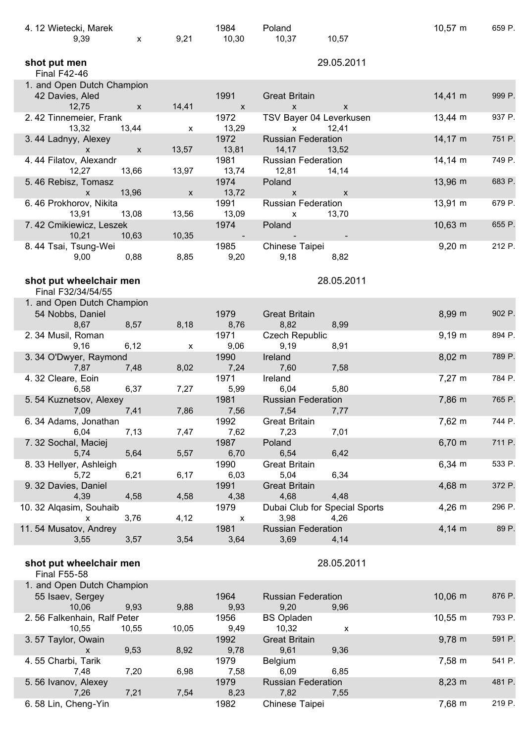4. 12 Wietecki, Marek | 1984 | Poland | 10,57 m | 659 P.

| | | | | | |
|---|---|---|---|---|---|
| 9,39 | x | 9,21 | 10,30 | 10,37 | 10,57 |

### shot put men

Final F42-46 — 29.05.2011

| Place | Name | Year | Club/Country | Result | Points |
|---|---|---|---|---|---|
| 1. and Open Dutch Champion | 42 Davies, Aled | 1991 | Great Britain | 14,41 m | 999 P. |
| | 12,75 / x / 14,41 / x / x / x | | | | |
| 2. | 42 Tinnemeier, Frank | 1972 | TSV Bayer 04 Leverkusen | 13,44 m | 937 P. |
| | 13,32 / 13,44 / x / 13,29 / x / 12,41 | | | | |
| 3. | 44 Ladnyy, Alexey | 1972 | Russian Federation | 14,17 m | 751 P. |
| | x / x / 13,57 / 13,81 / 14,17 / 13,52 | | | | |
| 4. | 44 Filatov, Alexandr | 1981 | Russian Federation | 14,14 m | 749 P. |
| | 12,27 / 13,66 / 13,97 / 13,74 / 12,81 / 14,14 | | | | |
| 5. | 46 Rebisz, Tomasz | 1974 | Poland | 13,96 m | 683 P. |
| | x / 13,96 / x / 13,72 / x / x | | | | |
| 6. | 46 Prokhorov, Nikita | 1991 | Russian Federation | 13,91 m | 679 P. |
| | 13,91 / 13,08 / 13,56 / 13,09 / x / 13,70 | | | | |
| 7. | 42 Cmikiewicz, Leszek | 1974 | Poland | 10,63 m | 655 P. |
| | 10,21 / 10,63 / 10,35 / - / - / - | | | | |
| 8. | 44 Tsai, Tsung-Wei | 1985 | Chinese Taipei | 9,20 m | 212 P. |
| | 9,00 / 0,88 / 8,85 / 9,20 / 9,18 / 8,82 | | | | |

### shot put wheelchair men

Final F32/34/54/55 — 28.05.2011

| Place | Name | Year | Club/Country | Result | Points |
|---|---|---|---|---|---|
| 1. and Open Dutch Champion | 54 Nobbs, Daniel | 1979 | Great Britain | 8,99 m | 902 P. |
| | 8,67 / 8,57 / 8,18 / 8,76 / 8,82 / 8,99 | | | | |
| 2. | 34 Musil, Roman | 1971 | Czech Republic | 9,19 m | 894 P. |
| | 9,16 / 6,12 / x / 9,06 / 9,19 / 8,91 | | | | |
| 3. | 34 O'Dwyer, Raymond | 1990 | Ireland | 8,02 m | 789 P. |
| | 7,87 / 7,48 / 8,02 / 7,24 / 7,60 / 7,58 | | | | |
| 4. | 32 Cleare, Eoin | 1971 | Ireland | 7,27 m | 784 P. |
| | 6,58 / 6,37 / 7,27 / 5,99 / 6,04 / 5,80 | | | | |
| 5. | 54 Kuznetsov, Alexey | 1981 | Russian Federation | 7,86 m | 765 P. |
| | 7,09 / 7,41 / 7,86 / 7,56 / 7,54 / 7,77 | | | | |
| 6. | 34 Adams, Jonathan | 1992 | Great Britain | 7,62 m | 744 P. |
| | 6,04 / 7,13 / 7,47 / 7,62 / 7,23 / 7,01 | | | | |
| 7. | 32 Sochal, Maciej | 1987 | Poland | 6,70 m | 711 P. |
| | 5,74 / 5,64 / 5,57 / 6,70 / 6,54 / 6,42 | | | | |
| 8. | 33 Hellyer, Ashleigh | 1990 | Great Britain | 6,34 m | 533 P. |
| | 5,72 / 6,21 / 6,17 / 6,03 / 5,04 / 6,34 | | | | |
| 9. | 32 Davies, Daniel | 1991 | Great Britain | 4,68 m | 372 P. |
| | 4,39 / 4,58 / 4,58 / 4,38 / 4,68 / 4,48 | | | | |
| 10. | 32 Alqasim, Souhaib | 1979 | Dubai Club for Special Sports | 4,26 m | 296 P. |
| | x / 3,76 / 4,12 / x / 3,98 / 4,26 | | | | |
| 11. | 54 Musatov, Andrey | 1981 | Russian Federation | 4,14 m | 89 P. |
| | 3,55 / 3,57 / 3,54 / 3,64 / 3,69 / 4,14 | | | | |

### shot put wheelchair men

Final F55-58 — 28.05.2011

| Place | Name | Year | Club/Country | Result | Points |
|---|---|---|---|---|---|
| 1. and Open Dutch Champion | 55 Isaev, Sergey | 1964 | Russian Federation | 10,06 m | 876 P. |
| | 10,06 / 9,93 / 9,88 / 9,93 / 9,20 / 9,96 | | | | |
| 2. | 56 Falkenhain, Ralf Peter | 1956 | BS Opladen | 10,55 m | 793 P. |
| | 10,55 / 10,55 / 10,05 / 9,49 / 10,32 / x | | | | |
| 3. | 57 Taylor, Owain | 1992 | Great Britain | 9,78 m | 591 P. |
| | x / 9,53 / 8,92 / 9,78 / 9,61 / 9,36 | | | | |
| 4. | 55 Charbi, Tarik | 1979 | Belgium | 7,58 m | 541 P. |
| | 7,48 / 7,20 / 6,98 / 7,58 / 6,09 / 6,85 | | | | |
| 5. | 56 Ivanov, Alexey | 1979 | Russian Federation | 8,23 m | 481 P. |
| | 7,26 / 7,21 / 7,54 / 8,23 / 7,82 / 7,55 | | | | |
| 6. | 58 Lin, Cheng-Yin | 1982 | Chinese Taipei | 7,68 m | 219 P. |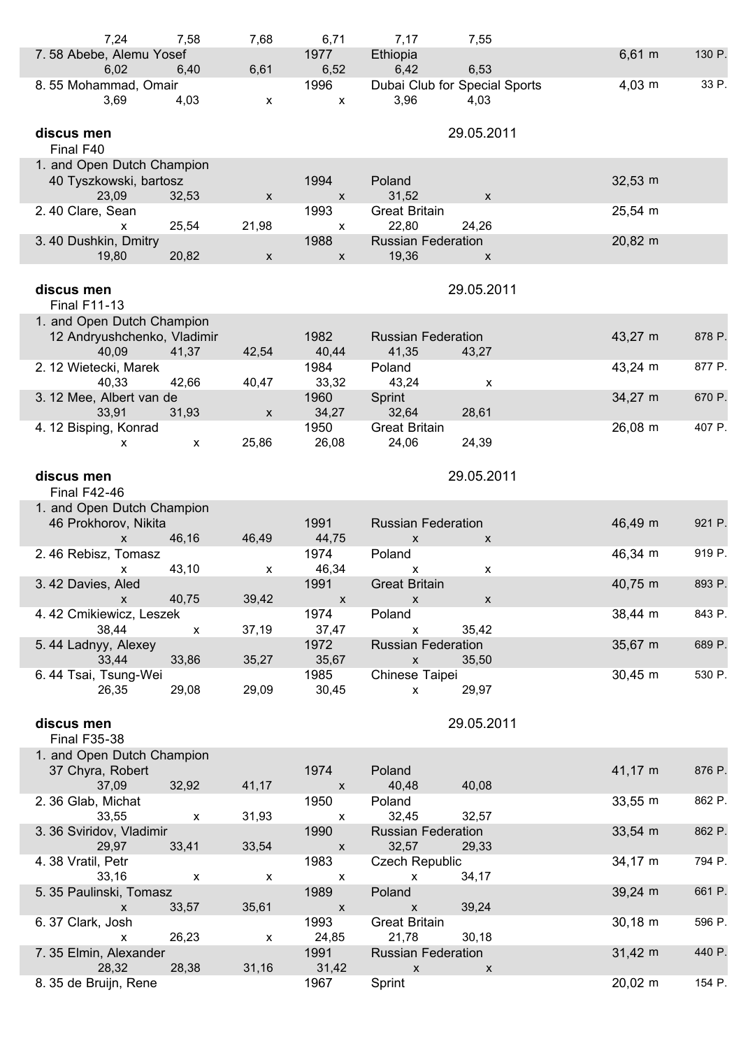| | | | | | | | |
|---|---|---|---|---|---|---|---|
| 7,24 | 7,58 | 7,68 | 6,71 | 7,17 | 7,55 | | |
| 7. 58 Abebe, Alemu Yosef | | | 1977 | Ethiopia | | 6,61 m | 130 P. |
| 6,02 | 6,40 | 6,61 | 6,52 | 6,42 | 6,53 | | |
| 8. 55 Mohammad, Omair | | | 1996 | Dubai Club for Special Sports | | 4,03 m | 33 P. |
| 3,69 | 4,03 | x | x | 3,96 | 4,03 | | |

**discus men** 29.05.2011

Final F40

| | | | | | | | |
|---|---|---|---|---|---|---|---|
| 1. and Open Dutch Champion | | | | | | | |
| 40 Tyszkowski, bartosz | | | 1994 | Poland | | 32,53 m | |
| 23,09 | 32,53 | x | x | 31,52 | x | | |
| 2. 40 Clare, Sean | | | 1993 | Great Britain | | 25,54 m | |
| x | 25,54 | 21,98 | x | 22,80 | 24,26 | | |
| 3. 40 Dushkin, Dmitry | | | 1988 | Russian Federation | | 20,82 m | |
| 19,80 | 20,82 | x | x | 19,36 | x | | |

**discus men** 29.05.2011

Final F11-13

| | | | | | | | |
|---|---|---|---|---|---|---|---|
| 1. and Open Dutch Champion | | | | | | | |
| 12 Andryushchenko, Vladimir | | | 1982 | Russian Federation | | 43,27 m | 878 P. |
| 40,09 | 41,37 | 42,54 | 40,44 | 41,35 | 43,27 | | |
| 2. 12 Wietecki, Marek | | | 1984 | Poland | | 43,24 m | 877 P. |
| 40,33 | 42,66 | 40,47 | 33,32 | 43,24 | x | | |
| 3. 12 Mee, Albert van de | | | 1960 | Sprint | | 34,27 m | 670 P. |
| 33,91 | 31,93 | x | 34,27 | 32,64 | 28,61 | | |
| 4. 12 Bisping, Konrad | | | 1950 | Great Britain | | 26,08 m | 407 P. |
| x | x | 25,86 | 26,08 | 24,06 | 24,39 | | |

**discus men** 29.05.2011

Final F42-46

| | | | | | | | |
|---|---|---|---|---|---|---|---|
| 1. and Open Dutch Champion | | | | | | | |
| 46 Prokhorov, Nikita | | | 1991 | Russian Federation | | 46,49 m | 921 P. |
| x | 46,16 | 46,49 | 44,75 | x | x | | |
| 2. 46 Rebisz, Tomasz | | | 1974 | Poland | | 46,34 m | 919 P. |
| x | 43,10 | x | 46,34 | x | x | | |
| 3. 42 Davies, Aled | | | 1991 | Great Britain | | 40,75 m | 893 P. |
| x | 40,75 | 39,42 | x | x | x | | |
| 4. 42 Cmikiewicz, Leszek | | | 1974 | Poland | | 38,44 m | 843 P. |
| 38,44 | x | 37,19 | 37,47 | x | 35,42 | | |
| 5. 44 Ladnyy, Alexey | | | 1972 | Russian Federation | | 35,67 m | 689 P. |
| 33,44 | 33,86 | 35,27 | 35,67 | x | 35,50 | | |
| 6. 44 Tsai, Tsung-Wei | | | 1985 | Chinese Taipei | | 30,45 m | 530 P. |
| 26,35 | 29,08 | 29,09 | 30,45 | x | 29,97 | | |

**discus men** 29.05.2011

Final F35-38

| | | | | | | | |
|---|---|---|---|---|---|---|---|
| 1. and Open Dutch Champion | | | | | | | |
| 37 Chyra, Robert | | | 1974 | Poland | | 41,17 m | 876 P. |
| 37,09 | 32,92 | 41,17 | x | 40,48 | 40,08 | | |
| 2. 36 Glab, Michat | | | 1950 | Poland | | 33,55 m | 862 P. |
| 33,55 | x | 31,93 | x | 32,45 | 32,57 | | |
| 3. 36 Sviridov, Vladimir | | | 1990 | Russian Federation | | 33,54 m | 862 P. |
| 29,97 | 33,41 | 33,54 | x | 32,57 | 29,33 | | |
| 4. 38 Vratil, Petr | | | 1983 | Czech Republic | | 34,17 m | 794 P. |
| 33,16 | x | x | x | x | 34,17 | | |
| 5. 35 Paulinski, Tomasz | | | 1989 | Poland | | 39,24 m | 661 P. |
| x | 33,57 | 35,61 | x | x | 39,24 | | |
| 6. 37 Clark, Josh | | | 1993 | Great Britain | | 30,18 m | 596 P. |
| x | 26,23 | x | 24,85 | 21,78 | 30,18 | | |
| 7. 35 Elmin, Alexander | | | 1991 | Russian Federation | | 31,42 m | 440 P. |
| 28,32 | 28,38 | 31,16 | 31,42 | x | x | | |
| 8. 35 de Bruijn, Rene | | | 1967 | Sprint | | 20,02 m | 154 P. |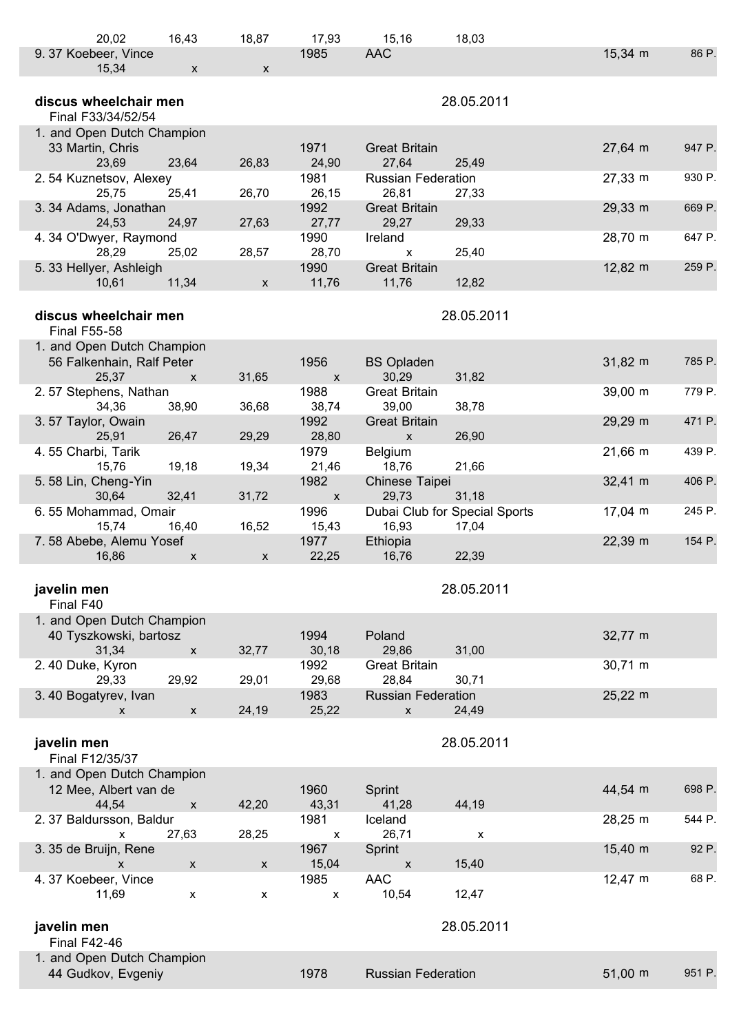| | | | | | | | |
|---|---|---|---|---|---|---|---|
| 20,02 | 16,43 | 18,87 | 17,93 | 15,16 | 18,03 | | |
| 9. 37 Koebeer, Vince | | | 1985 | AAC | | 15,34 m | 86 P. |
| 15,34 | x | x | | | | | |

## discus wheelchair men

28.05.2011

Final F33/34/52/54

| | | | | | | | |
|---|---|---|---|---|---|---|---|
| 1. and Open Dutch Champion | | | | | | | |
| 33 Martin, Chris | | | 1971 | Great Britain | | 27,64 m | 947 P. |
| 23,69 | 23,64 | 26,83 | 24,90 | 27,64 | 25,49 | | |
| 2. 54 Kuznetsov, Alexey | | | 1981 | Russian Federation | | 27,33 m | 930 P. |
| 25,75 | 25,41 | 26,70 | 26,15 | 26,81 | 27,33 | | |
| 3. 34 Adams, Jonathan | | | 1992 | Great Britain | | 29,33 m | 669 P. |
| 24,53 | 24,97 | 27,63 | 27,77 | 29,27 | 29,33 | | |
| 4. 34 O'Dwyer, Raymond | | | 1990 | Ireland | | 28,70 m | 647 P. |
| 28,29 | 25,02 | 28,57 | 28,70 | x | 25,40 | | |
| 5. 33 Hellyer, Ashleigh | | | 1990 | Great Britain | | 12,82 m | 259 P. |
| 10,61 | 11,34 | x | 11,76 | 11,76 | 12,82 | | |

## discus wheelchair men

28.05.2011

Final F55-58

| | | | | | | | |
|---|---|---|---|---|---|---|---|
| 1. and Open Dutch Champion | | | | | | | |
| 56 Falkenhain, Ralf Peter | | | 1956 | BS Opladen | | 31,82 m | 785 P. |
| 25,37 | x | 31,65 | x | 30,29 | 31,82 | | |
| 2. 57 Stephens, Nathan | | | 1988 | Great Britain | | 39,00 m | 779 P. |
| 34,36 | 38,90 | 36,68 | 38,74 | 39,00 | 38,78 | | |
| 3. 57 Taylor, Owain | | | 1992 | Great Britain | | 29,29 m | 471 P. |
| 25,91 | 26,47 | 29,29 | 28,80 | x | 26,90 | | |
| 4. 55 Charbi, Tarik | | | 1979 | Belgium | | 21,66 m | 439 P. |
| 15,76 | 19,18 | 19,34 | 21,46 | 18,76 | 21,66 | | |
| 5. 58 Lin, Cheng-Yin | | | 1982 | Chinese Taipei | | 32,41 m | 406 P. |
| 30,64 | 32,41 | 31,72 | x | 29,73 | 31,18 | | |
| 6. 55 Mohammad, Omair | | | 1996 | Dubai Club for Special Sports | | 17,04 m | 245 P. |
| 15,74 | 16,40 | 16,52 | 15,43 | 16,93 | 17,04 | | |
| 7. 58 Abebe, Alemu Yosef | | | 1977 | Ethiopia | | 22,39 m | 154 P. |
| 16,86 | x | x | 22,25 | 16,76 | 22,39 | | |

## javelin men

28.05.2011

Final F40

| | | | | | | |
|---|---|---|---|---|---|---|
| 1. and Open Dutch Champion | | | | | | |
| 40 Tyszkowski, bartosz | | | 1994 | Poland | | 32,77 m |
| 31,34 | x | 32,77 | 30,18 | 29,86 | 31,00 | |
| 2. 40 Duke, Kyron | | | 1992 | Great Britain | | 30,71 m |
| 29,33 | 29,92 | 29,01 | 29,68 | 28,84 | 30,71 | |
| 3. 40 Bogatyrev, Ivan | | | 1983 | Russian Federation | | 25,22 m |
| x | x | 24,19 | 25,22 | x | 24,49 | |

## javelin men

28.05.2011

Final F12/35/37

| | | | | | | | |
|---|---|---|---|---|---|---|---|
| 1. and Open Dutch Champion | | | | | | | |
| 12 Mee, Albert van de | | | 1960 | Sprint | | 44,54 m | 698 P. |
| 44,54 | x | 42,20 | 43,31 | 41,28 | 44,19 | | |
| 2. 37 Baldursson, Baldur | | | 1981 | Iceland | | 28,25 m | 544 P. |
| x | 27,63 | 28,25 | x | 26,71 | x | | |
| 3. 35 de Bruijn, Rene | | | 1967 | Sprint | | 15,40 m | 92 P. |
| x | x | x | 15,04 | x | 15,40 | | |
| 4. 37 Koebeer, Vince | | | 1985 | AAC | | 12,47 m | 68 P. |
| 11,69 | x | x | x | 10,54 | 12,47 | | |

## javelin men

28.05.2011

Final F42-46

| | | | | |
|---|---|---|---|---|
| 1. and Open Dutch Champion | | | | |
| 44 Gudkov, Evgeniy | 1978 | Russian Federation | 51,00 m | 951 P. |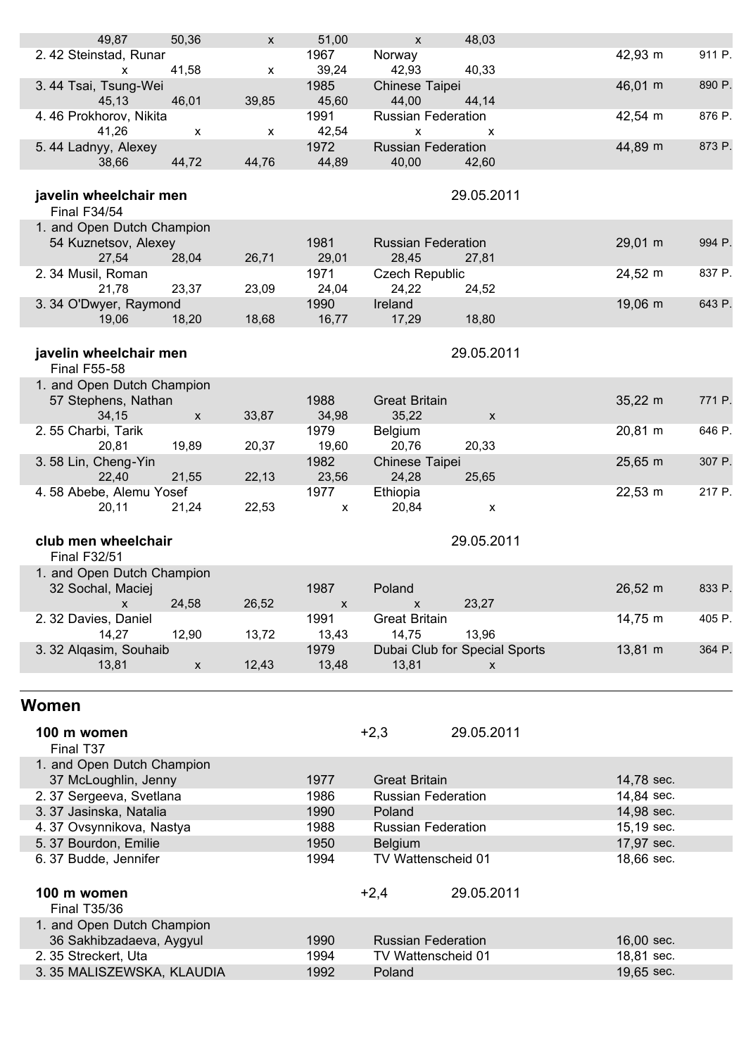| | | | | | | | |
|---|---|---|---|---|---|---|---|
| 49,87 | 50,36 | x | 51,00 | x | 48,03 | | |
| 2. 42 Steinstad, Runar | | | 1967 | Norway | | 42,93 m | 911 P. |
| x | 41,58 | x | 39,24 | 42,93 | 40,33 | | |
| 3. 44 Tsai, Tsung-Wei | | | 1985 | Chinese Taipei | | 46,01 m | 890 P. |
| 45,13 | 46,01 | 39,85 | 45,60 | 44,00 | 44,14 | | |
| 4. 46 Prokhorov, Nikita | | | 1991 | Russian Federation | | 42,54 m | 876 P. |
| 41,26 | x | x | 42,54 | x | x | | |
| 5. 44 Ladnyy, Alexey | | | 1972 | Russian Federation | | 44,89 m | 873 P. |
| 38,66 | 44,72 | 44,76 | 44,89 | 40,00 | 42,60 | | |

**javelin wheelchair men** 29.05.2011
Final F34/54

| | | | | | | | |
|---|---|---|---|---|---|---|---|
| 1. and Open Dutch Champion | | | | | | | |
| 54 Kuznetsov, Alexey | | | 1981 | Russian Federation | | 29,01 m | 994 P. |
| 27,54 | 28,04 | 26,71 | 29,01 | 28,45 | 27,81 | | |
| 2. 34 Musil, Roman | | | 1971 | Czech Republic | | 24,52 m | 837 P. |
| 21,78 | 23,37 | 23,09 | 24,04 | 24,22 | 24,52 | | |
| 3. 34 O'Dwyer, Raymond | | | 1990 | Ireland | | 19,06 m | 643 P. |
| 19,06 | 18,20 | 18,68 | 16,77 | 17,29 | 18,80 | | |

**javelin wheelchair men** 29.05.2011
Final F55-58

| | | | | | | | |
|---|---|---|---|---|---|---|---|
| 1. and Open Dutch Champion | | | | | | | |
| 57 Stephens, Nathan | | | 1988 | Great Britain | | 35,22 m | 771 P. |
| 34,15 | x | 33,87 | 34,98 | 35,22 | x | | |
| 2. 55 Charbi, Tarik | | | 1979 | Belgium | | 20,81 m | 646 P. |
| 20,81 | 19,89 | 20,37 | 19,60 | 20,76 | 20,33 | | |
| 3. 58 Lin, Cheng-Yin | | | 1982 | Chinese Taipei | | 25,65 m | 307 P. |
| 22,40 | 21,55 | 22,13 | 23,56 | 24,28 | 25,65 | | |
| 4. 58 Abebe, Alemu Yosef | | | 1977 | Ethiopia | | 22,53 m | 217 P. |
| 20,11 | 21,24 | 22,53 | x | 20,84 | x | | |

**club men wheelchair** 29.05.2011
Final F32/51

| | | | | | | | |
|---|---|---|---|---|---|---|---|
| 1. and Open Dutch Champion | | | | | | | |
| 32 Sochal, Maciej | | | 1987 | Poland | | 26,52 m | 833 P. |
| x | 24,58 | 26,52 | x | x | 23,27 | | |
| 2. 32 Davies, Daniel | | | 1991 | Great Britain | | 14,75 m | 405 P. |
| 14,27 | 12,90 | 13,72 | 13,43 | 14,75 | 13,96 | | |
| 3. 32 Alqasim, Souhaib | | | 1979 | Dubai Club for Special Sports | | 13,81 m | 364 P. |
| 13,81 | x | 12,43 | 13,48 | 13,81 | x | | |

## Women

**100 m women** +2,3 29.05.2011
Final T37

| | | | |
|---|---|---|---|
| 1. and Open Dutch Champion | | | |
| 37 McLoughlin, Jenny | 1977 | Great Britain | 14,78 sec. |
| 2. 37 Sergeeva, Svetlana | 1986 | Russian Federation | 14,84 sec. |
| 3. 37 Jasinska, Natalia | 1990 | Poland | 14,98 sec. |
| 4. 37 Ovsynnikova, Nastya | 1988 | Russian Federation | 15,19 sec. |
| 5. 37 Bourdon, Emilie | 1950 | Belgium | 17,97 sec. |
| 6. 37 Budde, Jennifer | 1994 | TV Wattenscheid 01 | 18,66 sec. |

**100 m women** +2,4 29.05.2011
Final T35/36

| | | | |
|---|---|---|---|
| 1. and Open Dutch Champion | | | |
| 36 Sakhibzadaeva, Aygyul | 1990 | Russian Federation | 16,00 sec. |
| 2. 35 Streckert, Uta | 1994 | TV Wattenscheid 01 | 18,81 sec. |
| 3. 35 MALISZEWSKA, KLAUDIA | 1992 | Poland | 19,65 sec. |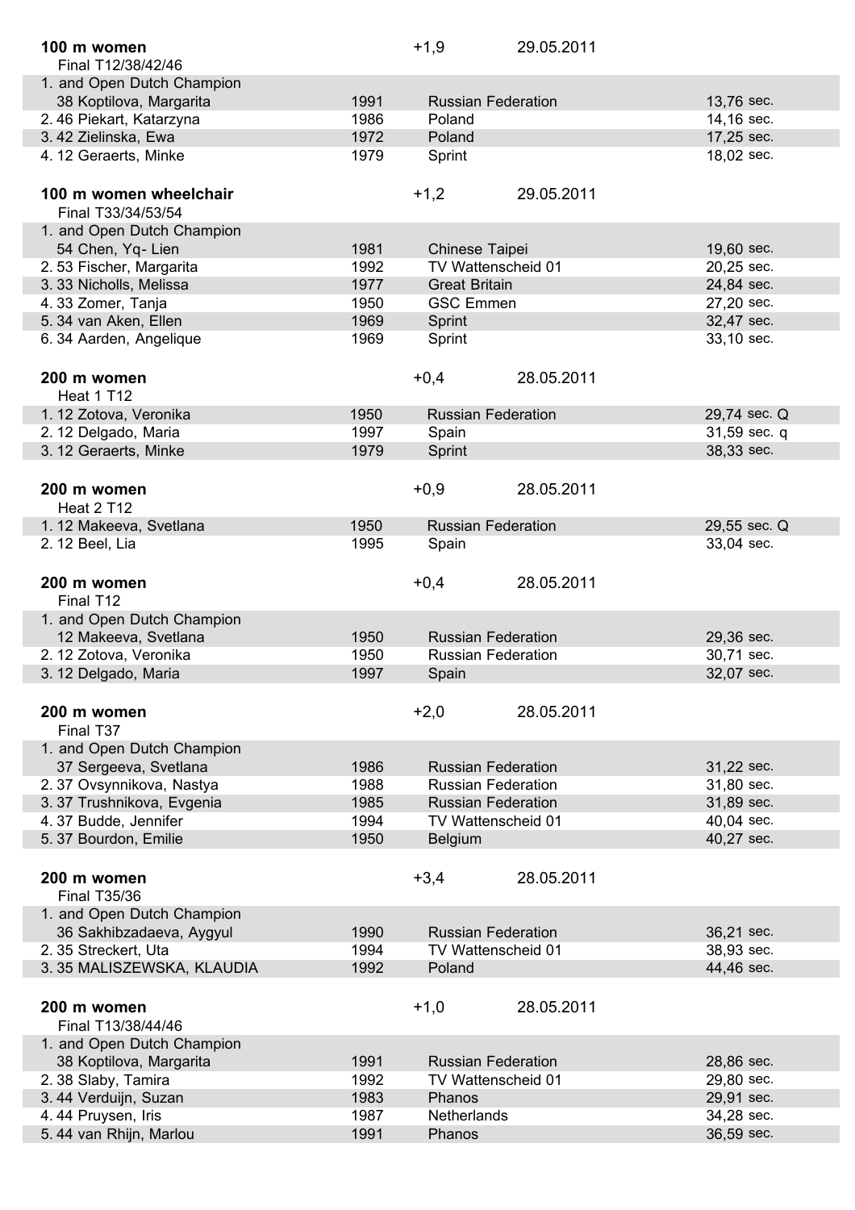**100 m women** +1,9 29.05.2011

Final T12/38/42/46

| Place | Name | Year | Team | Result |
|---|---|---|---|---|
| 1. and Open Dutch Champion 38 | Koptilova, Margarita | 1991 | Russian Federation | 13,76 sec. |
| 2. 46 | Piekart, Katarzyna | 1986 | Poland | 14,16 sec. |
| 3. 42 | Zielinska, Ewa | 1972 | Poland | 17,25 sec. |
| 4. 12 | Geraerts, Minke | 1979 | Sprint | 18,02 sec. |

**100 m women wheelchair** +1,2 29.05.2011

Final T33/34/53/54

| Place | Name | Year | Team | Result |
|---|---|---|---|---|
| 1. and Open Dutch Champion 54 | Chen, Yq- Lien | 1981 | Chinese Taipei | 19,60 sec. |
| 2. 53 | Fischer, Margarita | 1992 | TV Wattenscheid 01 | 20,25 sec. |
| 3. 33 | Nicholls, Melissa | 1977 | Great Britain | 24,84 sec. |
| 4. 33 | Zomer, Tanja | 1950 | GSC Emmen | 27,20 sec. |
| 5. 34 | van Aken, Ellen | 1969 | Sprint | 32,47 sec. |
| 6. 34 | Aarden, Angelique | 1969 | Sprint | 33,10 sec. |

**200 m women** +0,4 28.05.2011

Heat 1 T12

| Place | Name | Year | Team | Result |
|---|---|---|---|---|
| 1. 12 | Zotova, Veronika | 1950 | Russian Federation | 29,74 sec. Q |
| 2. 12 | Delgado, Maria | 1997 | Spain | 31,59 sec. q |
| 3. 12 | Geraerts, Minke | 1979 | Sprint | 38,33 sec. |

**200 m women** +0,9 28.05.2011

Heat 2 T12

| Place | Name | Year | Team | Result |
|---|---|---|---|---|
| 1. 12 | Makeeva, Svetlana | 1950 | Russian Federation | 29,55 sec. Q |
| 2. 12 | Beel, Lia | 1995 | Spain | 33,04 sec. |

**200 m women** +0,4 28.05.2011

Final T12

| Place | Name | Year | Team | Result |
|---|---|---|---|---|
| 1. and Open Dutch Champion 12 | Makeeva, Svetlana | 1950 | Russian Federation | 29,36 sec. |
| 2. 12 | Zotova, Veronika | 1950 | Russian Federation | 30,71 sec. |
| 3. 12 | Delgado, Maria | 1997 | Spain | 32,07 sec. |

**200 m women** +2,0 28.05.2011

Final T37

| Place | Name | Year | Team | Result |
|---|---|---|---|---|
| 1. and Open Dutch Champion 37 | Sergeeva, Svetlana | 1986 | Russian Federation | 31,22 sec. |
| 2. 37 | Ovsynnikova, Nastya | 1988 | Russian Federation | 31,80 sec. |
| 3. 37 | Trushnikova, Evgenia | 1985 | Russian Federation | 31,89 sec. |
| 4. 37 | Budde, Jennifer | 1994 | TV Wattenscheid 01 | 40,04 sec. |
| 5. 37 | Bourdon, Emilie | 1950 | Belgium | 40,27 sec. |

**200 m women** +3,4 28.05.2011

Final T35/36

| Place | Name | Year | Team | Result |
|---|---|---|---|---|
| 1. and Open Dutch Champion 36 | Sakhibzadaeva, Aygyul | 1990 | Russian Federation | 36,21 sec. |
| 2. 35 | Streckert, Uta | 1994 | TV Wattenscheid 01 | 38,93 sec. |
| 3. 35 | MALISZEWSKA, KLAUDIA | 1992 | Poland | 44,46 sec. |

**200 m women** +1,0 28.05.2011

Final T13/38/44/46

| Place | Name | Year | Team | Result |
|---|---|---|---|---|
| 1. and Open Dutch Champion 38 | Koptilova, Margarita | 1991 | Russian Federation | 28,86 sec. |
| 2. 38 | Slaby, Tamira | 1992 | TV Wattenscheid 01 | 29,80 sec. |
| 3. 44 | Verduijn, Suzan | 1983 | Phanos | 29,91 sec. |
| 4. 44 | Pruysen, Iris | 1987 | Netherlands | 34,28 sec. |
| 5. 44 | van Rhijn, Marlou | 1991 | Phanos | 36,59 sec. |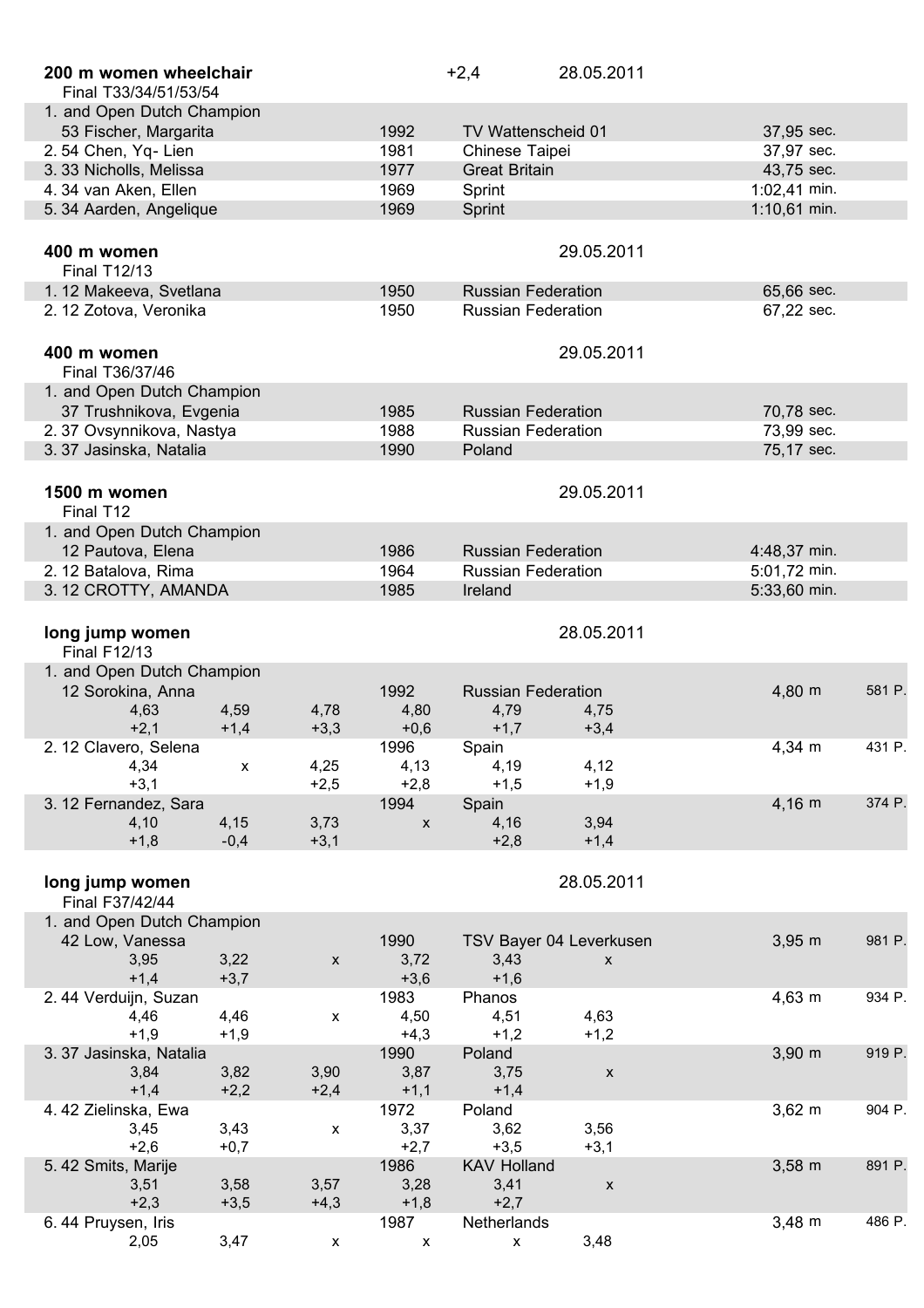## 200 m women wheelchair

+2,4 28.05.2011

Final T33/34/51/53/54

| Place | Name | Year | Club | Result |
|---|---|---|---|---|
| 1. and Open Dutch Champion 53 | Fischer, Margarita | 1992 | TV Wattenscheid 01 | 37,95 sec. |
| 2. 54 | Chen, Yq- Lien | 1981 | Chinese Taipei | 37,97 sec. |
| 3. 33 | Nicholls, Melissa | 1977 | Great Britain | 43,75 sec. |
| 4. 34 | van Aken, Ellen | 1969 | Sprint | 1:02,41 min. |
| 5. 34 | Aarden, Angelique | 1969 | Sprint | 1:10,61 min. |

## 400 m women

29.05.2011

Final T12/13

| Place | Name | Year | Club | Result |
|---|---|---|---|---|
| 1. 12 | Makeeva, Svetlana | 1950 | Russian Federation | 65,66 sec. |
| 2. 12 | Zotova, Veronika | 1950 | Russian Federation | 67,22 sec. |

## 400 m women

29.05.2011

Final T36/37/46

| Place | Name | Year | Club | Result |
|---|---|---|---|---|
| 1. and Open Dutch Champion 37 | Trushnikova, Evgenia | 1985 | Russian Federation | 70,78 sec. |
| 2. 37 | Ovsynnikova, Nastya | 1988 | Russian Federation | 73,99 sec. |
| 3. 37 | Jasinska, Natalia | 1990 | Poland | 75,17 sec. |

## 1500 m women

29.05.2011

Final T12

| Place | Name | Year | Club | Result |
|---|---|---|---|---|
| 1. and Open Dutch Champion 12 | Pautova, Elena | 1986 | Russian Federation | 4:48,37 min. |
| 2. 12 | Batalova, Rima | 1964 | Russian Federation | 5:01,72 min. |
| 3. 12 | CROTTY, AMANDA | 1985 | Ireland | 5:33,60 min. |

## long jump women

28.05.2011

Final F12/13

| Place | Name | Year | Club | Result | Points |
|---|---|---|---|---|---|
| 1. and Open Dutch Champion 12 | Sorokina, Anna | 1992 | Russian Federation | 4,80 m | 581 P. |
| | 4,63 / +2,1 · 4,59 / +1,4 · 4,78 / +3,3 · 4,80 / +0,6 · 4,79 / +1,7 · 4,75 / +3,4 | | | | |
| 2. 12 | Clavero, Selena | 1996 | Spain | 4,34 m | 431 P. |
| | 4,34 / +3,1 · x · 4,25 / +2,5 · 4,13 / +2,8 · 4,19 / +1,5 · 4,12 / +1,9 | | | | |
| 3. 12 | Fernandez, Sara | 1994 | Spain | 4,16 m | 374 P. |
| | 4,10 / +1,8 · 4,15 / -0,4 · 3,73 / +3,1 · x · 4,16 / +2,8 · 3,94 / +1,4 | | | | |

## long jump women

28.05.2011

Final F37/42/44

| Place | Name | Year | Club | Result | Points |
|---|---|---|---|---|---|
| 1. and Open Dutch Champion 42 | Low, Vanessa | 1990 | TSV Bayer 04 Leverkusen | 3,95 m | 981 P. |
| | 3,95 / +1,4 · 3,22 / +3,7 · x · 3,72 / +3,6 · 3,43 / +1,6 · x | | | | |
| 2. 44 | Verduijn, Suzan | 1983 | Phanos | 4,63 m | 934 P. |
| | 4,46 / +1,9 · 4,46 / +1,9 · x · 4,50 / +4,3 · 4,51 / +1,2 · 4,63 / +1,2 | | | | |
| 3. 37 | Jasinska, Natalia | 1990 | Poland | 3,90 m | 919 P. |
| | 3,84 / +1,4 · 3,82 / +2,2 · 3,90 / +2,4 · 3,87 / +1,1 · 3,75 / +1,4 · x | | | | |
| 4. 42 | Zielinska, Ewa | 1972 | Poland | 3,62 m | 904 P. |
| | 3,45 / +2,6 · 3,43 / +0,7 · x · 3,37 / +2,7 · 3,62 / +3,5 · 3,56 / +3,1 | | | | |
| 5. 42 | Smits, Marije | 1986 | KAV Holland | 3,58 m | 891 P. |
| | 3,51 / +2,3 · 3,58 / +3,5 · 3,57 / +4,3 · 3,28 / +1,8 · 3,41 / +2,7 · x | | | | |
| 6. 44 | Pruysen, Iris | 1987 | Netherlands | 3,48 m | 486 P. |
| | 2,05 · 3,47 · x · x · x · 3,48 | | | | |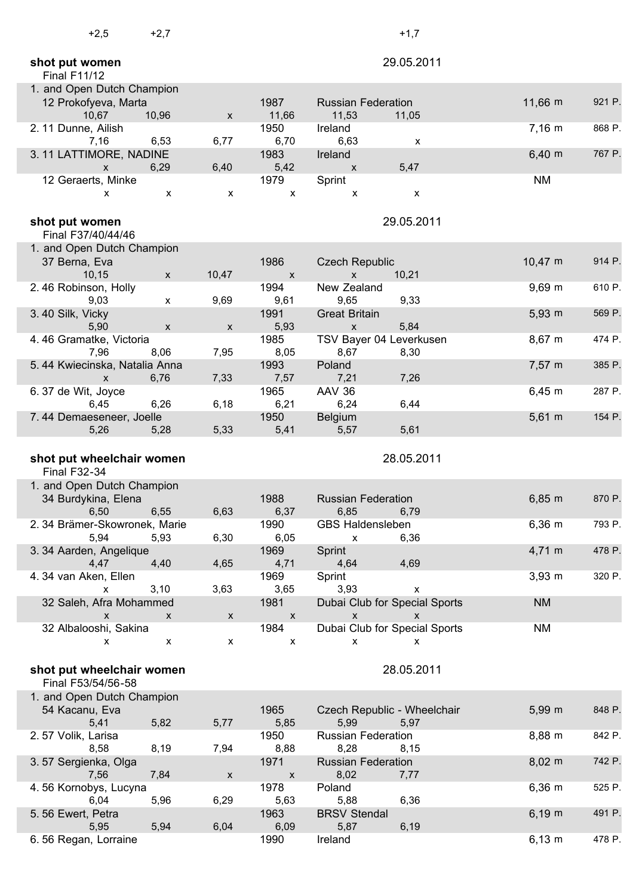| +2,5 | +2,7 | | | | +1,7 | | |
|---|---|---|---|---|---|---|---|

## shot put women

Final F11/12 — 29.05.2011

| Place | Name | Year | Club/Country | Result | Points |
|---|---|---|---|---|---|
| 1. and Open Dutch Champion | 12 Prokofyeva, Marta | 1987 | Russian Federation | 11,66 m | 921 P. |
| | 10,67 / 10,96 / x / 11,66 / 11,53 / 11,05 | | | | |
| 2. | 11 Dunne, Ailish | 1950 | Ireland | 7,16 m | 868 P. |
| | 7,16 / 6,53 / 6,77 / 6,70 / 6,63 / x | | | | |
| 3. | 11 LATTIMORE, NADINE | 1983 | Ireland | 6,40 m | 767 P. |
| | x / 6,29 / 6,40 / 5,42 / x / 5,47 | | | | |
| | 12 Geraerts, Minke | 1979 | Sprint | NM | |
| | x / x / x / x / x / x | | | | |

## shot put women

Final F37/40/44/46 — 29.05.2011

| Place | Name | Year | Club/Country | Result | Points |
|---|---|---|---|---|---|
| 1. and Open Dutch Champion | 37 Berna, Eva | 1986 | Czech Republic | 10,47 m | 914 P. |
| | 10,15 / x / 10,47 / x / x / 10,21 | | | | |
| 2. | 46 Robinson, Holly | 1994 | New Zealand | 9,69 m | 610 P. |
| | 9,03 / x / 9,69 / 9,61 / 9,65 / 9,33 | | | | |
| 3. | 40 Silk, Vicky | 1991 | Great Britain | 5,93 m | 569 P. |
| | 5,90 / x / x / 5,93 / x / 5,84 | | | | |
| 4. | 46 Gramatke, Victoria | 1985 | TSV Bayer 04 Leverkusen | 8,67 m | 474 P. |
| | 7,96 / 8,06 / 7,95 / 8,05 / 8,67 / 8,30 | | | | |
| 5. | 44 Kwiecinska, Natalia Anna | 1993 | Poland | 7,57 m | 385 P. |
| | x / 6,76 / 7,33 / 7,57 / 7,21 / 7,26 | | | | |
| 6. | 37 de Wit, Joyce | 1965 | AAV 36 | 6,45 m | 287 P. |
| | 6,45 / 6,26 / 6,18 / 6,21 / 6,24 / 6,44 | | | | |
| 7. | 44 Demaeseneer, Joelle | 1950 | Belgium | 5,61 m | 154 P. |
| | 5,26 / 5,28 / 5,33 / 5,41 / 5,57 / 5,61 | | | | |

## shot put wheelchair women

Final F32-34 — 28.05.2011

| Place | Name | Year | Club/Country | Result | Points |
|---|---|---|---|---|---|
| 1. and Open Dutch Champion | 34 Burdykina, Elena | 1988 | Russian Federation | 6,85 m | 870 P. |
| | 6,50 / 6,55 / 6,63 / 6,37 / 6,85 / 6,79 | | | | |
| 2. | 34 Brämer-Skowronek, Marie | 1990 | GBS Haldensleben | 6,36 m | 793 P. |
| | 5,94 / 5,93 / 6,30 / 6,05 / x / 6,36 | | | | |
| 3. | 34 Aarden, Angelique | 1969 | Sprint | 4,71 m | 478 P. |
| | 4,47 / 4,40 / 4,65 / 4,71 / 4,64 / 4,69 | | | | |
| 4. | 34 van Aken, Ellen | 1969 | Sprint | 3,93 m | 320 P. |
| | x / 3,10 / 3,63 / 3,65 / 3,93 / x | | | | |
| | 32 Saleh, Afra Mohammed | 1981 | Dubai Club for Special Sports | NM | |
| | x / x / x / x / x / x | | | | |
| | 32 Albalooshi, Sakina | 1984 | Dubai Club for Special Sports | NM | |
| | x / x / x / x / x / x | | | | |

## shot put wheelchair women

Final F53/54/56-58 — 28.05.2011

| Place | Name | Year | Club/Country | Result | Points |
|---|---|---|---|---|---|
| 1. and Open Dutch Champion | 54 Kacanu, Eva | 1965 | Czech Republic - Wheelchair | 5,99 m | 848 P. |
| | 5,41 / 5,82 / 5,77 / 5,85 / 5,99 / 5,97 | | | | |
| 2. | 57 Volik, Larisa | 1950 | Russian Federation | 8,88 m | 842 P. |
| | 8,58 / 8,19 / 7,94 / 8,88 / 8,28 / 8,15 | | | | |
| 3. | 57 Sergienka, Olga | 1971 | Russian Federation | 8,02 m | 742 P. |
| | 7,56 / 7,84 / x / x / 8,02 / 7,77 | | | | |
| 4. | 56 Kornobys, Lucyna | 1978 | Poland | 6,36 m | 525 P. |
| | 6,04 / 5,96 / 6,29 / 5,63 / 5,88 / 6,36 | | | | |
| 5. | 56 Ewert, Petra | 1963 | BRSV Stendal | 6,19 m | 491 P. |
| | 5,95 / 5,94 / 6,04 / 6,09 / 5,87 / 6,19 | | | | |
| 6. | 56 Regan, Lorraine | 1990 | Ireland | 6,13 m | 478 P. |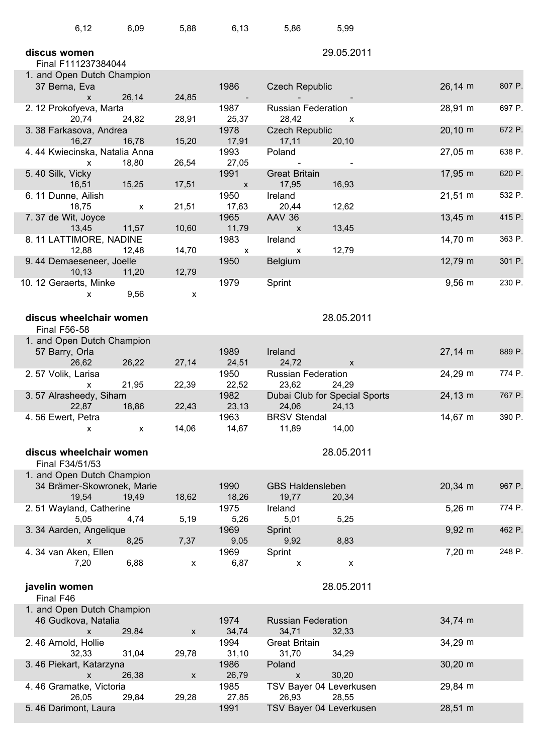| 6,12 | 6,09 | 5,88 | 6,13 | 5,86 | 5,99 |
|---|---|---|---|---|---|

## discus women

29.05.2011

Final F111237384044

| Place | Name | Year | Club/Country | Result | Points |
|---|---|---|---|---|---|
| 1. and Open Dutch Champion 37 | Berna, Eva | 1986 | Czech Republic | 26,14 m | 807 P. |
| | x · 26,14 · 24,85 · - · - · - | | | | |
| 2. 12 | Prokofyeva, Marta | 1987 | Russian Federation | 28,91 m | 697 P. |
| | 20,74 · 24,82 · 28,91 · 25,37 · 28,42 · x | | | | |
| 3. 38 | Farkasova, Andrea | 1978 | Czech Republic | 20,10 m | 672 P. |
| | 16,27 · 16,78 · 15,20 · 17,91 · 17,11 · 20,10 | | | | |
| 4. 44 | Kwiecinska, Natalia Anna | 1993 | Poland | 27,05 m | 638 P. |
| | x · 18,80 · 26,54 · 27,05 · - · - | | | | |
| 5. 40 | Silk, Vicky | 1991 | Great Britain | 17,95 m | 620 P. |
| | 16,51 · 15,25 · 17,51 · x · 17,95 · 16,93 | | | | |
| 6. 11 | Dunne, Ailish | 1950 | Ireland | 21,51 m | 532 P. |
| | 18,75 · x · 21,51 · 17,63 · 20,44 · 12,62 | | | | |
| 7. 37 | de Wit, Joyce | 1965 | AAV 36 | 13,45 m | 415 P. |
| | 13,45 · 11,57 · 10,60 · 11,79 · x · 13,45 | | | | |
| 8. 11 | LATTIMORE, NADINE | 1983 | Ireland | 14,70 m | 363 P. |
| | 12,88 · 12,48 · 14,70 · x · x · 12,79 | | | | |
| 9. 44 | Demaeseneer, Joelle | 1950 | Belgium | 12,79 m | 301 P. |
| | 10,13 · 11,20 · 12,79 | | | | |
| 10. 12 | Geraerts, Minke | 1979 | Sprint | 9,56 m | 230 P. |
| | x · 9,56 · x | | | | |

## discus wheelchair women

28.05.2011

Final F56-58

| Place | Name | Year | Club/Country | Result | Points |
|---|---|---|---|---|---|
| 1. and Open Dutch Champion 57 | Barry, Orla | 1989 | Ireland | 27,14 m | 889 P. |
| | 26,62 · 26,22 · 27,14 · 24,51 · 24,72 · x | | | | |
| 2. 57 | Volik, Larisa | 1950 | Russian Federation | 24,29 m | 774 P. |
| | x · 21,95 · 22,39 · 22,52 · 23,62 · 24,29 | | | | |
| 3. 57 | Alrasheedy, Siham | 1982 | Dubai Club for Special Sports | 24,13 m | 767 P. |
| | 22,87 · 18,86 · 22,43 · 23,13 · 24,06 · 24,13 | | | | |
| 4. 56 | Ewert, Petra | 1963 | BRSV Stendal | 14,67 m | 390 P. |
| | x · x · 14,06 · 14,67 · 11,89 · 14,00 | | | | |

## discus wheelchair women

28.05.2011

Final F34/51/53

| Place | Name | Year | Club/Country | Result | Points |
|---|---|---|---|---|---|
| 1. and Open Dutch Champion 34 | Brämer-Skowronek, Marie | 1990 | GBS Haldensleben | 20,34 m | 967 P. |
| | 19,54 · 19,49 · 18,62 · 18,26 · 19,77 · 20,34 | | | | |
| 2. 51 | Wayland, Catherine | 1975 | Ireland | 5,26 m | 774 P. |
| | 5,05 · 4,74 · 5,19 · 5,26 · 5,01 · 5,25 | | | | |
| 3. 34 | Aarden, Angelique | 1969 | Sprint | 9,92 m | 462 P. |
| | x · 8,25 · 7,37 · 9,05 · 9,92 · 8,83 | | | | |
| 4. 34 | van Aken, Ellen | 1969 | Sprint | 7,20 m | 248 P. |
| | 7,20 · 6,88 · x · 6,87 · x · x | | | | |

## javelin women

28.05.2011

Final F46

| Place | Name | Year | Club/Country | Result |
|---|---|---|---|---|
| 1. and Open Dutch Champion 46 | Gudkova, Natalia | 1974 | Russian Federation | 34,74 m |
| | x · 29,84 · x · 34,74 · 34,71 · 32,33 | | | |
| 2. 46 | Arnold, Hollie | 1994 | Great Britain | 34,29 m |
| | 32,33 · 31,04 · 29,78 · 31,10 · 31,70 · 34,29 | | | |
| 3. 46 | Piekart, Katarzyna | 1986 | Poland | 30,20 m |
| | x · 26,38 · x · 26,79 · x · 30,20 | | | |
| 4. 46 | Gramatke, Victoria | 1985 | TSV Bayer 04 Leverkusen | 29,84 m |
| | 26,05 · 29,84 · 29,28 · 27,85 · 26,93 · 28,55 | | | |
| 5. 46 | Darimont, Laura | 1991 | TSV Bayer 04 Leverkusen | 28,51 m |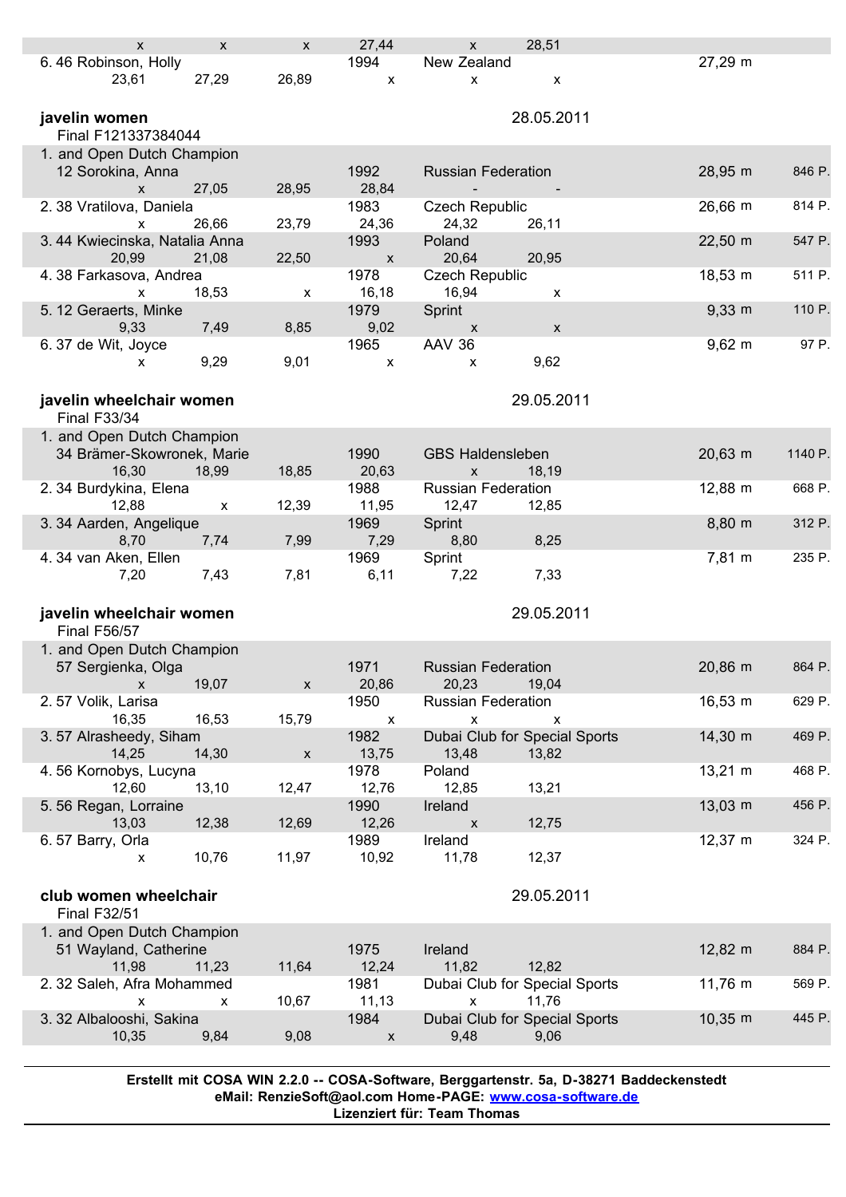| | | | | | | | |
|---|---|---|---|---|---|---|---|
| x | x | x | 27,44 | x | 28,51 | | |
| 6. 46 Robinson, Holly | | | 1994 | New Zealand | | 27,29 m | |
| 23,61 | 27,29 | 26,89 | x | x | x | | |

**javelin women** — 28.05.2011

Final F121337384044

| | | | | | | | |
|---|---|---|---|---|---|---|---|
| 1. and Open Dutch Champion 12 Sorokina, Anna | | | 1992 | Russian Federation | | 28,95 m | 846 P. |
| x | 27,05 | 28,95 | 28,84 | - | - | | |
| 2. 38 Vratilova, Daniela | | | 1983 | Czech Republic | | 26,66 m | 814 P. |
| x | 26,66 | 23,79 | 24,36 | 24,32 | 26,11 | | |
| 3. 44 Kwiecinska, Natalia Anna | | | 1993 | Poland | | 22,50 m | 547 P. |
| 20,99 | 21,08 | 22,50 | x | 20,64 | 20,95 | | |
| 4. 38 Farkasova, Andrea | | | 1978 | Czech Republic | | 18,53 m | 511 P. |
| x | 18,53 | x | 16,18 | 16,94 | x | | |
| 5. 12 Geraerts, Minke | | | 1979 | Sprint | | 9,33 m | 110 P. |
| 9,33 | 7,49 | 8,85 | 9,02 | x | x | | |
| 6. 37 de Wit, Joyce | | | 1965 | AAV 36 | | 9,62 m | 97 P. |
| x | 9,29 | 9,01 | x | x | 9,62 | | |

**javelin wheelchair women** — 29.05.2011

Final F33/34

| | | | | | | | |
|---|---|---|---|---|---|---|---|
| 1. and Open Dutch Champion 34 Brämer-Skowronek, Marie | | | 1990 | GBS Haldensleben | | 20,63 m | 1140 P. |
| 16,30 | 18,99 | 18,85 | 20,63 | x | 18,19 | | |
| 2. 34 Burdykina, Elena | | | 1988 | Russian Federation | | 12,88 m | 668 P. |
| 12,88 | x | 12,39 | 11,95 | 12,47 | 12,85 | | |
| 3. 34 Aarden, Angelique | | | 1969 | Sprint | | 8,80 m | 312 P. |
| 8,70 | 7,74 | 7,99 | 7,29 | 8,80 | 8,25 | | |
| 4. 34 van Aken, Ellen | | | 1969 | Sprint | | 7,81 m | 235 P. |
| 7,20 | 7,43 | 7,81 | 6,11 | 7,22 | 7,33 | | |

**javelin wheelchair women** — 29.05.2011

Final F56/57

| | | | | | | | |
|---|---|---|---|---|---|---|---|
| 1. and Open Dutch Champion 57 Sergienka, Olga | | | 1971 | Russian Federation | | 20,86 m | 864 P. |
| x | 19,07 | x | 20,86 | 20,23 | 19,04 | | |
| 2. 57 Volik, Larisa | | | 1950 | Russian Federation | | 16,53 m | 629 P. |
| 16,35 | 16,53 | 15,79 | x | x | x | | |
| 3. 57 Alrasheedy, Siham | | | 1982 | Dubai Club for Special Sports | | 14,30 m | 469 P. |
| 14,25 | 14,30 | x | 13,75 | 13,48 | 13,82 | | |
| 4. 56 Kornobys, Lucyna | | | 1978 | Poland | | 13,21 m | 468 P. |
| 12,60 | 13,10 | 12,47 | 12,76 | 12,85 | 13,21 | | |
| 5. 56 Regan, Lorraine | | | 1990 | Ireland | | 13,03 m | 456 P. |
| 13,03 | 12,38 | 12,69 | 12,26 | x | 12,75 | | |
| 6. 57 Barry, Orla | | | 1989 | Ireland | | 12,37 m | 324 P. |
| x | 10,76 | 11,97 | 10,92 | 11,78 | 12,37 | | |

**club women wheelchair** — 29.05.2011

Final F32/51

| | | | | | | | |
|---|---|---|---|---|---|---|---|
| 1. and Open Dutch Champion 51 Wayland, Catherine | | | 1975 | Ireland | | 12,82 m | 884 P. |
| 11,98 | 11,23 | 11,64 | 12,24 | 11,82 | 12,82 | | |
| 2. 32 Saleh, Afra Mohammed | | | 1981 | Dubai Club for Special Sports | | 11,76 m | 569 P. |
| x | x | 10,67 | 11,13 | x | 11,76 | | |
| 3. 32 Albalooshi, Sakina | | | 1984 | Dubai Club for Special Sports | | 10,35 m | 445 P. |
| 10,35 | 9,84 | 9,08 | x | 9,48 | 9,06 | | |

**Erstellt mit COSA WIN 2.2.0 -- COSA-Software, Berggartenstr. 5a, D-38271 Baddeckenstedt**
**eMail: RenzieSoft@aol.com Home-PAGE: www.cosa-software.de**
**Lizenziert für: Team Thomas**